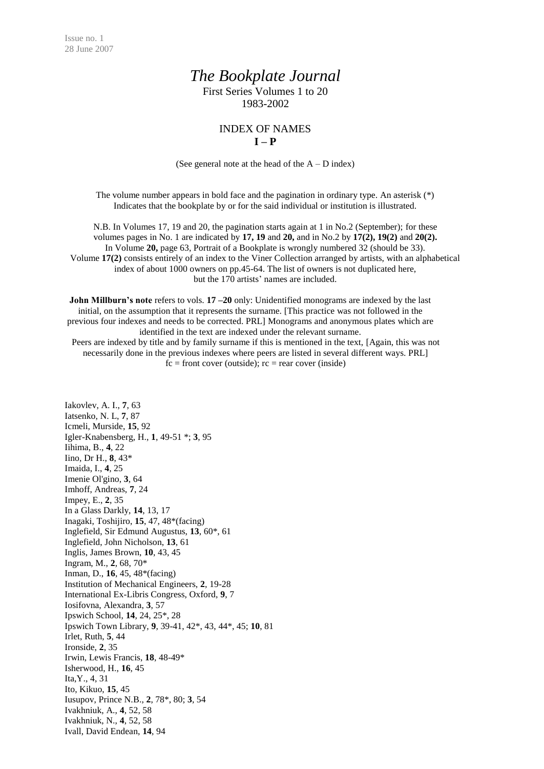Issue no. 1
28 June 2007

# *The Bookplate Journal*

First Series Volumes 1 to 20
1983-2002

## INDEX OF NAMES
## I – P

(See general note at the head of the A – D index)

The volume number appears in bold face and the pagination in ordinary type. An asterisk (*) Indicates that the bookplate by or for the said individual or institution is illustrated.

N.B. In Volumes 17, 19 and 20, the pagination starts again at 1 in No.2 (September); for these volumes pages in No. 1 are indicated by **17, 19** and **20,** and in No.2 by **17(2), 19(2)** and **20(2).** In Volume **20,** page 63, Portrait of a Bookplate is wrongly numbered 32 (should be 33). Volume **17(2)** consists entirely of an index to the Viner Collection arranged by artists, with an alphabetical index of about 1000 owners on pp.45-64. The list of owners is not duplicated here, but the 170 artists' names are included.

**John Millburn's note** refers to vols. **17 –20** only: Unidentified monograms are indexed by the last initial, on the assumption that it represents the surname. [This practice was not followed in the previous four indexes and needs to be corrected. PRL] Monograms and anonymous plates which are identified in the text are indexed under the relevant surname.
Peers are indexed by title and by family surname if this is mentioned in the text, [Again, this was not necessarily done in the previous indexes where peers are listed in several different ways. PRL]
fc = front cover (outside); rc = rear cover (inside)

Iakovlev, A. I., **7**, 63
Iatsenko, N. L, **7**, 87
Icmeli, Murside, **15**, 92
Igler-Knabensberg, H., **1**, 49-51 *; **3**, 95
Iihima, B., **4**, 22
Iino, Dr H., **8**, 43*
Imaida, I., **4**, 25
Imenie Ol'gino, **3**, 64
Imhoff, Andreas, **7**, 24
Impey, E., **2**, 35
In a Glass Darkly, **14**, 13, 17
Inagaki, Toshijiro, **15**, 47, 48*(facing)
Inglefield, Sir Edmund Augustus, **13**, 60*, 61
Inglefield, John Nicholson, **13**, 61
Inglis, James Brown, **10**, 43, 45
Ingram, M., **2**, 68, 70*
Inman, D., **16**, 45, 48*(facing)
Institution of Mechanical Engineers, **2**, 19-28
International Ex-Libris Congress, Oxford, **9**, 7
Iosifovna, Alexandra, **3**, 57
Ipswich School, **14**, 24, 25*, 28
Ipswich Town Library, **9**, 39-41, 42*, 43, 44*, 45; **10**, 81
Irlet, Ruth, **5**, 44
Ironside, **2**, 35
Irwin, Lewis Francis, **18**, 48-49*
Isherwood, H., **16**, 45
Ita,Y., 4, 31
Ito, Kikuo, **15**, 45
Iusupov, Prince N.B., **2**, 78*, 80; **3**, 54
Ivakhniuk, A., **4**, 52, 58
Ivakhniuk, N., **4**, 52, 58
Ivall, David Endean, **14**, 94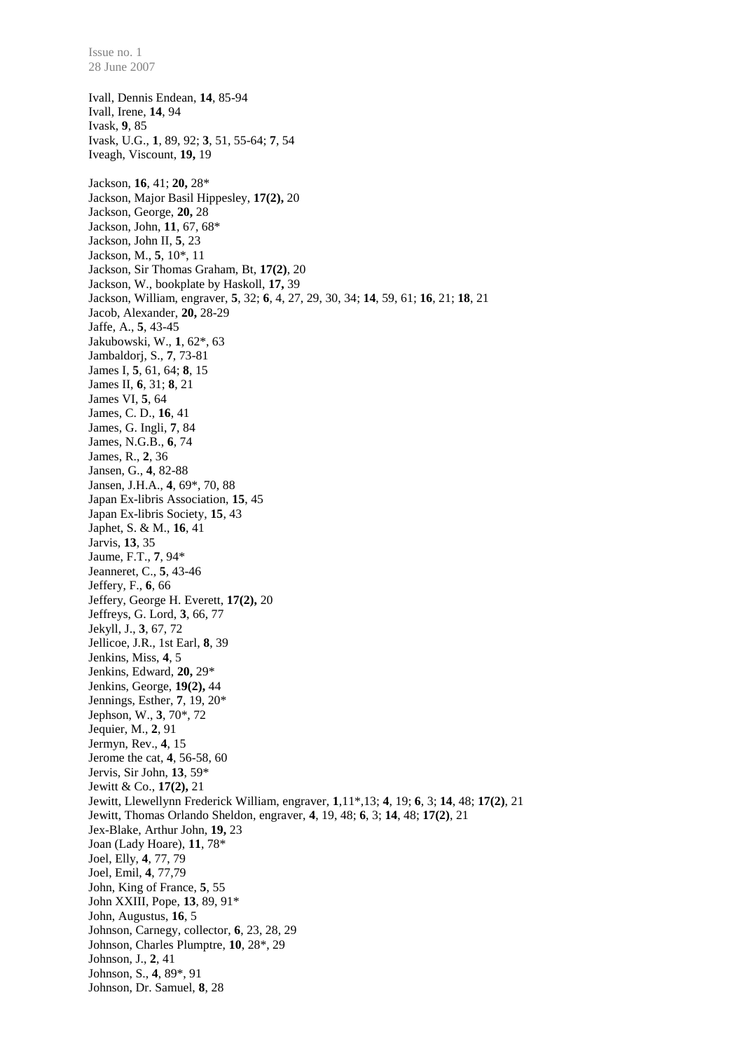Ivall, Dennis Endean, **14**, 85-94
Ivall, Irene, **14**, 94
Ivask, **9**, 85
Ivask, U.G., **1**, 89, 92; **3**, 51, 55-64; **7**, 54
Iveagh, Viscount, **19,** 19

Jackson, **16**, 41; **20,** 28*
Jackson, Major Basil Hippesley, **17(2),** 20
Jackson, George, **20,** 28
Jackson, John, **11**, 67, 68*
Jackson, John II, **5**, 23
Jackson, M., **5**, 10*, 11
Jackson, Sir Thomas Graham, Bt, **17(2)**, 20
Jackson, W., bookplate by Haskoll, **17,** 39
Jackson, William, engraver, **5**, 32; **6**, 4, 27, 29, 30, 34; **14**, 59, 61; **16**, 21; **18**, 21
Jacob, Alexander, **20,** 28-29
Jaffe, A., **5**, 43-45
Jakubowski, W., **1**, 62*, 63
Jambaldorj, S., **7**, 73-81
James I, **5**, 61, 64; **8**, 15
James II, **6**, 31; **8**, 21
James VI, **5**, 64
James, C. D., **16**, 41
James, G. Ingli, **7**, 84
James, N.G.B., **6**, 74
James, R., **2**, 36
Jansen, G., **4**, 82-88
Jansen, J.H.A., **4**, 69*, 70, 88
Japan Ex-libris Association, **15**, 45
Japan Ex-libris Society, **15**, 43
Japhet, S. & M., **16**, 41
Jarvis, **13**, 35
Jaume, F.T., **7**, 94*
Jeanneret, C., **5**, 43-46
Jeffery, F., **6**, 66
Jeffery, George H. Everett, **17(2),** 20
Jeffreys, G. Lord, **3**, 66, 77
Jekyll, J., **3**, 67, 72
Jellicoe, J.R., 1st Earl, **8**, 39
Jenkins, Miss, **4**, 5
Jenkins, Edward, **20,** 29*
Jenkins, George, **19(2),** 44
Jennings, Esther, **7**, 19, 20*
Jephson, W., **3**, 70*, 72
Jequier, M., **2**, 91
Jermyn, Rev., **4**, 15
Jerome the cat, **4**, 56-58, 60
Jervis, Sir John, **13**, 59*
Jewitt & Co., **17(2),** 21
Jewitt, Llewellynn Frederick William, engraver, **1**,11*,13; **4**, 19; **6**, 3; **14**, 48; **17(2)**, 21
Jewitt, Thomas Orlando Sheldon, engraver, **4**, 19, 48; **6**, 3; **14**, 48; **17(2)**, 21
Jex-Blake, Arthur John, **19,** 23
Joan (Lady Hoare), **11**, 78*
Joel, Elly, **4**, 77, 79
Joel, Emil, **4**, 77,79
John, King of France, **5**, 55
John XXIII, Pope, **13**, 89, 91*
John, Augustus, **16**, 5
Johnson, Carnegy, collector, **6**, 23, 28, 29
Johnson, Charles Plumptre, **10**, 28*, 29
Johnson, J., **2**, 41
Johnson, S., **4**, 89*, 91
Johnson, Dr. Samuel, **8**, 28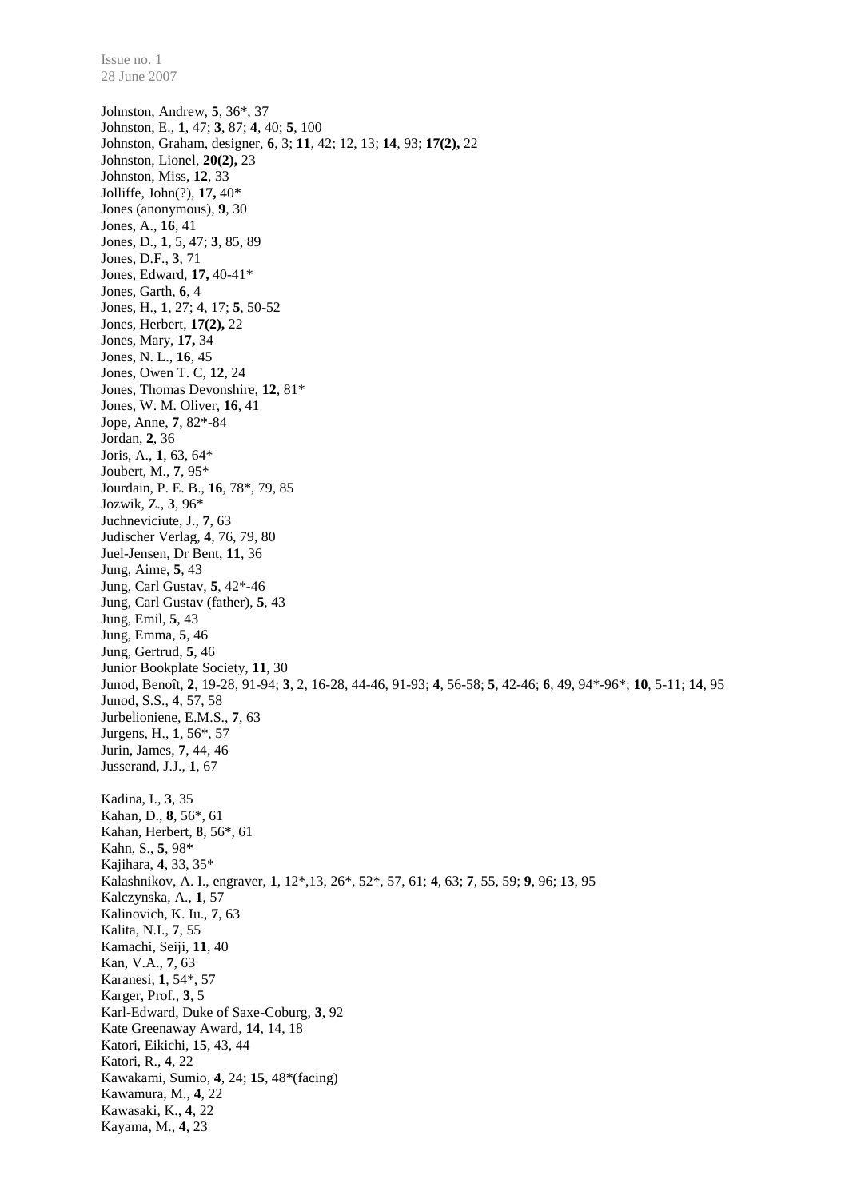Johnston, Andrew, **5**, 36*, 37
Johnston, E., **1**, 47; **3**, 87; **4**, 40; **5**, 100
Johnston, Graham, designer, **6**, 3; **11**, 42; 12, 13; **14**, 93; **17(2),** 22
Johnston, Lionel, **20(2),** 23
Johnston, Miss, **12**, 33
Jolliffe, John(?), **17,** 40*
Jones (anonymous), **9**, 30
Jones, A., **16**, 41
Jones, D., **1**, 5, 47; **3**, 85, 89
Jones, D.F., **3**, 71
Jones, Edward, **17,** 40-41*
Jones, Garth, **6**, 4
Jones, H., **1**, 27; **4**, 17; **5**, 50-52
Jones, Herbert, **17(2),** 22
Jones, Mary, **17,** 34
Jones, N. L., **16**, 45
Jones, Owen T. C, **12**, 24
Jones, Thomas Devonshire, **12**, 81*
Jones, W. M. Oliver, **16**, 41
Jope, Anne, **7**, 82*-84
Jordan, **2**, 36
Joris, A., **1**, 63, 64*
Joubert, M., **7**, 95*
Jourdain, P. E. B., **16**, 78*, 79, 85
Jozwik, Z., **3**, 96*
Juchneviciute, J., **7**, 63
Judischer Verlag, **4**, 76, 79, 80
Juel-Jensen, Dr Bent, **11**, 36
Jung, Aime, **5**, 43
Jung, Carl Gustav, **5**, 42*-46
Jung, Carl Gustav (father), **5**, 43
Jung, Emil, **5**, 43
Jung, Emma, **5**, 46
Jung, Gertrud, **5**, 46
Junior Bookplate Society, **11**, 30
Junod, Benoît, **2**, 19-28, 91-94; **3**, 2, 16-28, 44-46, 91-93; **4**, 56-58; **5**, 42-46; **6**, 49, 94*-96*; **10**, 5-11; **14**, 95
Junod, S.S., **4**, 57, 58
Jurbelioniene, E.M.S., **7**, 63
Jurgens, H., **1**, 56*, 57
Jurin, James, **7**, 44, 46
Jusserand, J.J., **1**, 67

Kadina, I., **3**, 35
Kahan, D., **8**, 56*, 61
Kahan, Herbert, **8**, 56*, 61
Kahn, S., **5**, 98*
Kajihara, **4**, 33, 35*
Kalashnikov, A. I., engraver, **1**, 12*,13, 26*, 52*, 57, 61; **4**, 63; **7**, 55, 59; **9**, 96; **13**, 95
Kalczynska, A., **1**, 57
Kalinovich, K. Iu., **7**, 63
Kalita, N.I., **7**, 55
Kamachi, Seiji, **11**, 40
Kan, V.A., **7**, 63
Karanesi, **1**, 54*, 57
Karger, Prof., **3**, 5
Karl-Edward, Duke of Saxe-Coburg, **3**, 92
Kate Greenaway Award, **14**, 14, 18
Katori, Eikichi, **15**, 43, 44
Katori, R., **4**, 22
Kawakami, Sumio, **4**, 24; **15**, 48*(facing)
Kawamura, M., **4**, 22
Kawasaki, K., **4**, 22
Kayama, M., **4**, 23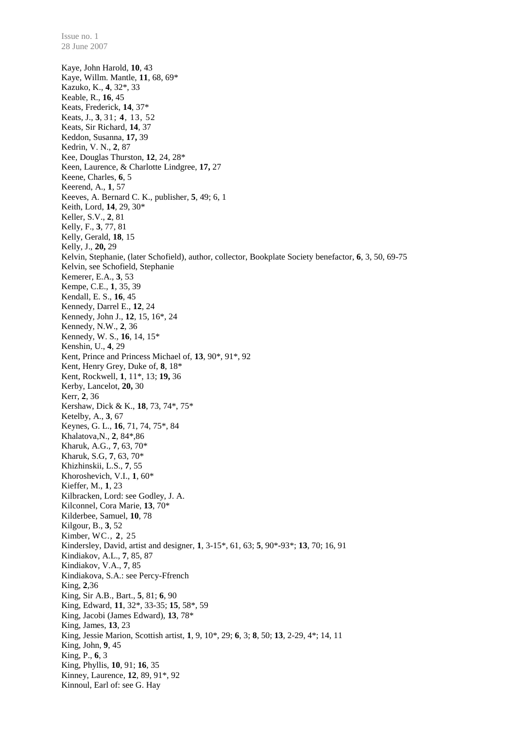Kaye, John Harold, **10**, 43
Kaye, Willm. Mantle, **11**, 68, 69*
Kazuko, K., **4**, 32*, 33
Keable, R., **16**, 45
Keats, Frederick, **14**, 37*
Keats, J., **3**, 31; **4**, 13, 52
Keats, Sir Richard, **14**, 37
Keddon, Susanna, **17,** 39
Kedrin, V. N., **2**, 87
Kee, Douglas Thurston, **12**, 24, 28*
Keen, Laurence, & Charlotte Lindgree, **17,** 27
Keene, Charles, **6**, 5
Keerend, A., **1**, 57
Keeves, A. Bernard C. K., publisher, **5**, 49; 6, 1
Keith, Lord, **14**, 29, 30*
Keller, S.V., **2**, 81
Kelly, F., **3**, 77, 81
Kelly, Gerald, **18**, 15
Kelly, J., **20,** 29
Kelvin, Stephanie, (later Schofield), author, collector, Bookplate Society benefactor, **6**, 3, 50, 69-75
Kelvin, see Schofield, Stephanie
Kemerer, E.A., **3**, 53
Kempe, C.E., **1**, 35, 39
Kendall, E. S., **16**, 45
Kennedy, Darrel E., **12**, 24
Kennedy, John J., **12**, 15, 16*, 24
Kennedy, N.W., **2**, 36
Kennedy, W. S., **16**, 14, 15*
Kenshin, U., **4**, 29
Kent, Prince and Princess Michael of, **13**, 90*, 91*, 92
Kent, Henry Grey, Duke of, **8**, 18*
Kent, Rockwell, **1**, 11*, 13; **19,** 36
Kerby, Lancelot, **20,** 30
Kerr, **2**, 36
Kershaw, Dick & K., **18**, 73, 74*, 75*
Ketelby, A., **3**, 67
Keynes, G. L., **16**, 71, 74, 75*, 84
Khalatova,N., **2**, 84*,86
Kharuk, A.G., **7**, 63, 70*
Kharuk, S.G, **7**, 63, 70*
Khizhinskii, L.S., **7**, 55
Khoroshevich, V.I., **1**, 60*
Kieffer, M., **1**, 23
Kilbracken, Lord: see Godley, J. A.
Kilconnel, Cora Marie, **13**, 70*
Kilderbee, Samuel, **10**, 78
Kilgour, B., **3**, 52
Kimber, WC., **2**, 25
Kindersley, David, artist and designer, **1**, 3-15*, 61, 63; **5**, 90*-93*; **13**, 70; 16, 91
Kindiakov, A.L., **7**, 85, 87
Kindiakov, V.A., **7**, 85
Kindiakova, S.A.: see Percy-Ffrench
King, **2**,36
King, Sir A.B., Bart., **5**, 81; **6**, 90
King, Edward, **11**, 32*, 33-35; **15**, 58*, 59
King, Jacobi (James Edward), **13**, 78*
King, James, **13**, 23
King, Jessie Marion, Scottish artist, **1**, 9, 10*, 29; **6**, 3; **8**, 50; **13**, 2-29, 4*; 14, 11
King, John, **9**, 45
King, P., **6**, 3
King, Phyllis, **10**, 91; **16**, 35
Kinney, Laurence, **12**, 89, 91*, 92
Kinnoul, Earl of: see G. Hay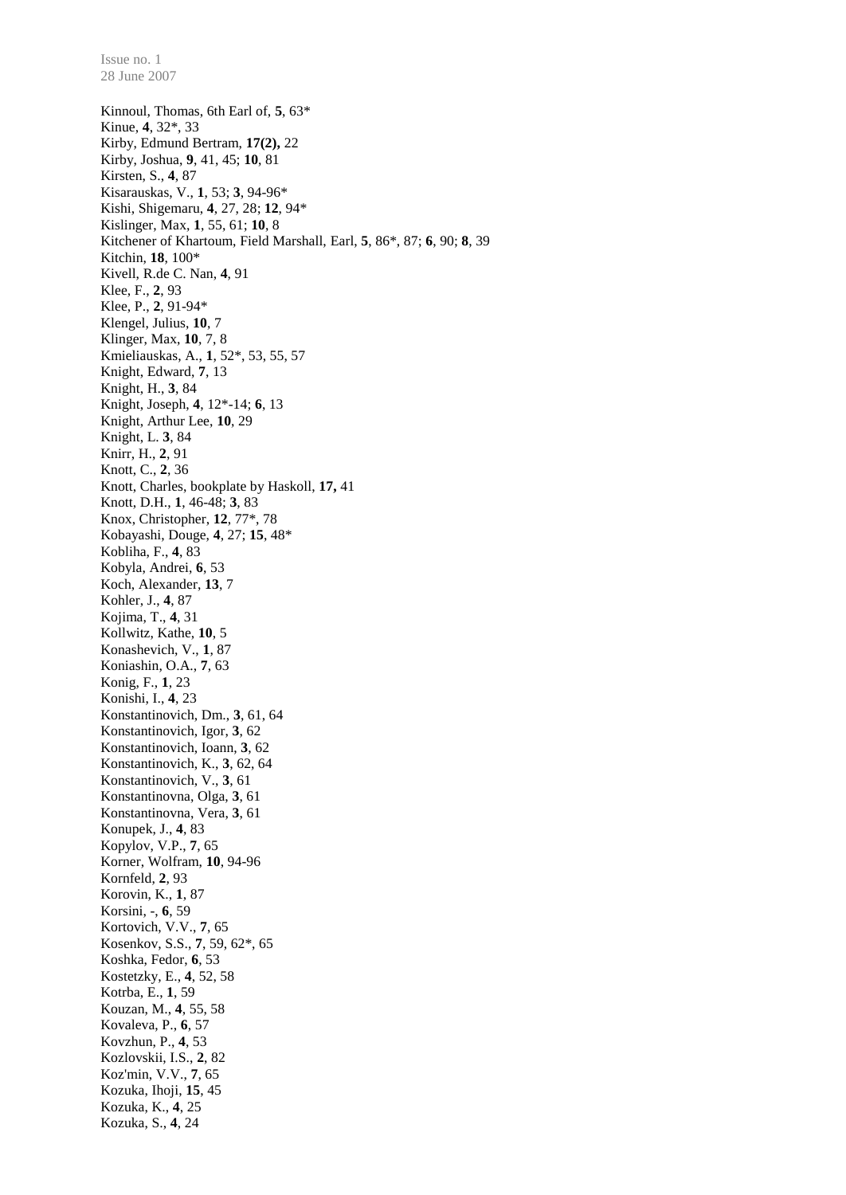Kinnoul, Thomas, 6th Earl of, **5**, 63*
Kinue, **4**, 32*, 33
Kirby, Edmund Bertram, **17(2),** 22
Kirby, Joshua, **9**, 41, 45; **10**, 81
Kirsten, S., **4**, 87
Kisarauskas, V., **1**, 53; **3**, 94-96*
Kishi, Shigemaru, **4**, 27, 28; **12**, 94*
Kislinger, Max, **1**, 55, 61; **10**, 8
Kitchener of Khartoum, Field Marshall, Earl, **5**, 86*, 87; **6**, 90; **8**, 39
Kitchin, **18**, 100*
Kivell, R.de C. Nan, **4**, 91
Klee, F., **2**, 93
Klee, P., **2**, 91-94*
Klengel, Julius, **10**, 7
Klinger, Max, **10**, 7, 8
Kmieliauskas, A., **1**, 52*, 53, 55, 57
Knight, Edward, **7**, 13
Knight, H., **3**, 84
Knight, Joseph, **4**, 12*-14; **6**, 13
Knight, Arthur Lee, **10**, 29
Knight, L. **3**, 84
Knirr, H., **2**, 91
Knott, C., **2**, 36
Knott, Charles, bookplate by Haskoll, **17,** 41
Knott, D.H., **1**, 46-48; **3**, 83
Knox, Christopher, **12**, 77*, 78
Kobayashi, Douge, **4**, 27; **15**, 48*
Kobliha, F., **4**, 83
Kobyla, Andrei, **6**, 53
Koch, Alexander, **13**, 7
Kohler, J., **4**, 87
Kojima, T., **4**, 31
Kollwitz, Kathe, **10**, 5
Konashevich, V., **1**, 87
Koniashin, O.A., **7**, 63
Konig, F., **1**, 23
Konishi, I., **4**, 23
Konstantinovich, Dm., **3**, 61, 64
Konstantinovich, Igor, **3**, 62
Konstantinovich, Ioann, **3**, 62
Konstantinovich, K., **3**, 62, 64
Konstantinovich, V., **3**, 61
Konstantinovna, Olga, **3**, 61
Konstantinovna, Vera, **3**, 61
Konupek, J., **4**, 83
Kopylov, V.P., **7**, 65
Korner, Wolfram, **10**, 94-96
Kornfeld, **2**, 93
Korovin, K., **1**, 87
Korsini, -, **6**, 59
Kortovich, V.V., **7**, 65
Kosenkov, S.S., **7**, 59, 62*, 65
Koshka, Fedor, **6**, 53
Kostetzky, E., **4**, 52, 58
Kotrba, E., **1**, 59
Kouzan, M., **4**, 55, 58
Kovaleva, P., **6**, 57
Kovzhun, P., **4**, 53
Kozlovskii, I.S., **2**, 82
Koz'min, V.V., **7**, 65
Kozuka, Ihoji, **15**, 45
Kozuka, K., **4**, 25
Kozuka, S., **4**, 24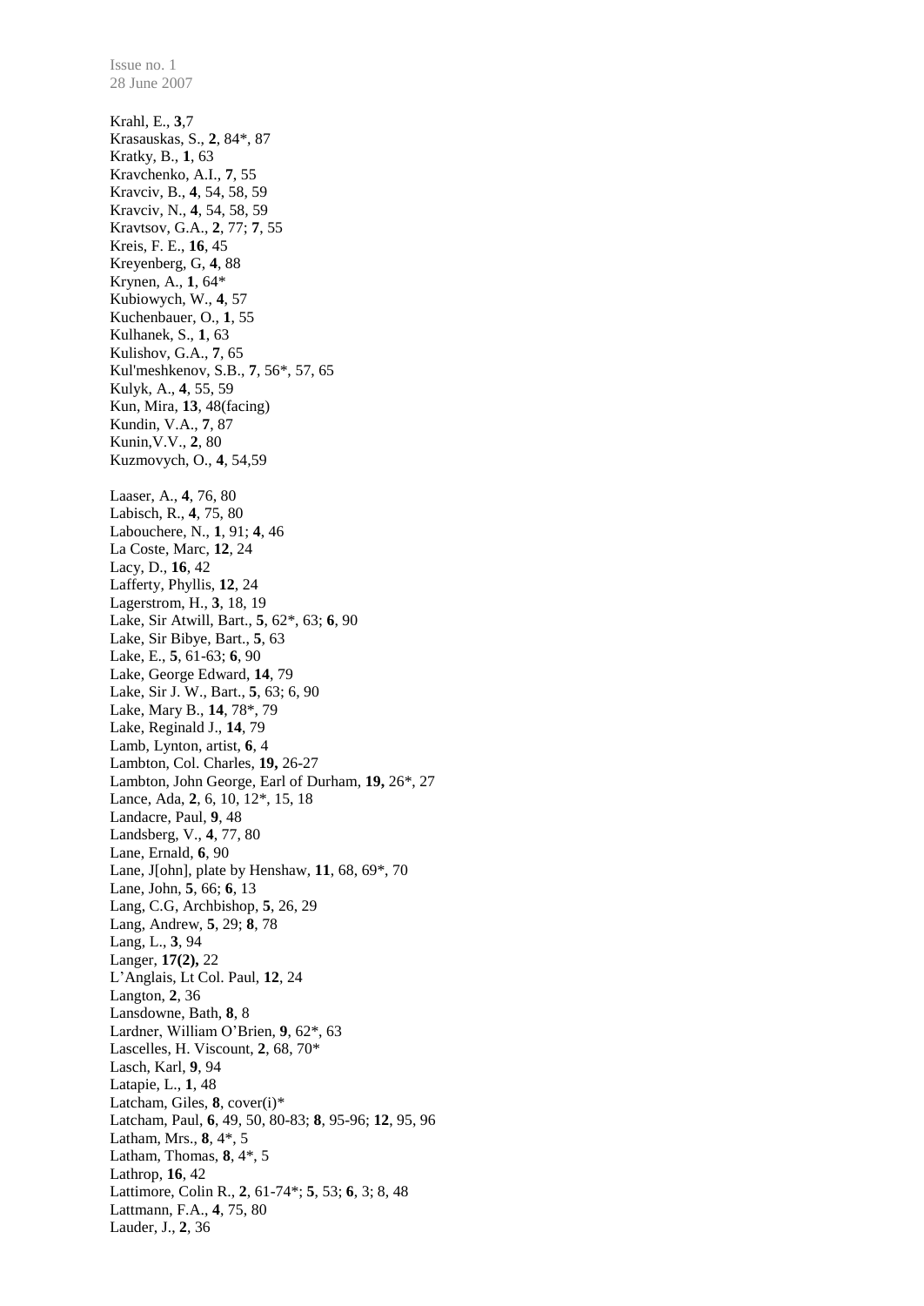Krahl, E., **3**,7
Krasauskas, S., **2**, 84*, 87
Kratky, B., **1**, 63
Kravchenko, A.I., **7**, 55
Kravciv, B., **4**, 54, 58, 59
Kravciv, N., **4**, 54, 58, 59
Kravtsov, G.A., **2**, 77; **7**, 55
Kreis, F. E., **16**, 45
Kreyenberg, G, **4**, 88
Krynen, A., **1**, 64*
Kubiowych, W., **4**, 57
Kuchenbauer, O., **1**, 55
Kulhanek, S., **1**, 63
Kulishov, G.A., **7**, 65
Kul'meshkenov, S.B., **7**, 56*, 57, 65
Kulyk, A., **4**, 55, 59
Kun, Mira, **13**, 48(facing)
Kundin, V.A., **7**, 87
Kunin,V.V., **2**, 80
Kuzmovych, O., **4**, 54,59

Laaser, A., **4**, 76, 80
Labisch, R., **4**, 75, 80
Labouchere, N., **1**, 91; **4**, 46
La Coste, Marc, **12**, 24
Lacy, D., **16**, 42
Lafferty, Phyllis, **12**, 24
Lagerstrom, H., **3**, 18, 19
Lake, Sir Atwill, Bart., **5**, 62*, 63; **6**, 90
Lake, Sir Bibye, Bart., **5**, 63
Lake, E., **5**, 61-63; **6**, 90
Lake, George Edward, **14**, 79
Lake, Sir J. W., Bart., **5**, 63; 6, 90
Lake, Mary B., **14**, 78*, 79
Lake, Reginald J., **14**, 79
Lamb, Lynton, artist, **6**, 4
Lambton, Col. Charles, **19,** 26-27
Lambton, John George, Earl of Durham, **19,** 26*, 27
Lance, Ada, **2**, 6, 10, 12*, 15, 18
Landacre, Paul, **9**, 48
Landsberg, V., **4**, 77, 80
Lane, Ernald, **6**, 90
Lane, J[ohn], plate by Henshaw, **11**, 68, 69*, 70
Lane, John, **5**, 66; **6**, 13
Lang, C.G, Archbishop, **5**, 26, 29
Lang, Andrew, **5**, 29; **8**, 78
Lang, L., **3**, 94
Langer, **17(2),** 22
L'Anglais, Lt Col. Paul, **12**, 24
Langton, **2**, 36
Lansdowne, Bath, **8**, 8
Lardner, William O'Brien, **9**, 62*, 63
Lascelles, H. Viscount, **2**, 68, 70*
Lasch, Karl, **9**, 94
Latapie, L., **1**, 48
Latcham, Giles, **8**, cover(i)*
Latcham, Paul, **6**, 49, 50, 80-83; **8**, 95-96; **12**, 95, 96
Latham, Mrs., **8**, 4*, 5
Latham, Thomas, **8**, 4*, 5
Lathrop, **16**, 42
Lattimore, Colin R., **2**, 61-74*; **5**, 53; **6**, 3; 8, 48
Lattmann, F.A., **4**, 75, 80
Lauder, J., **2**, 36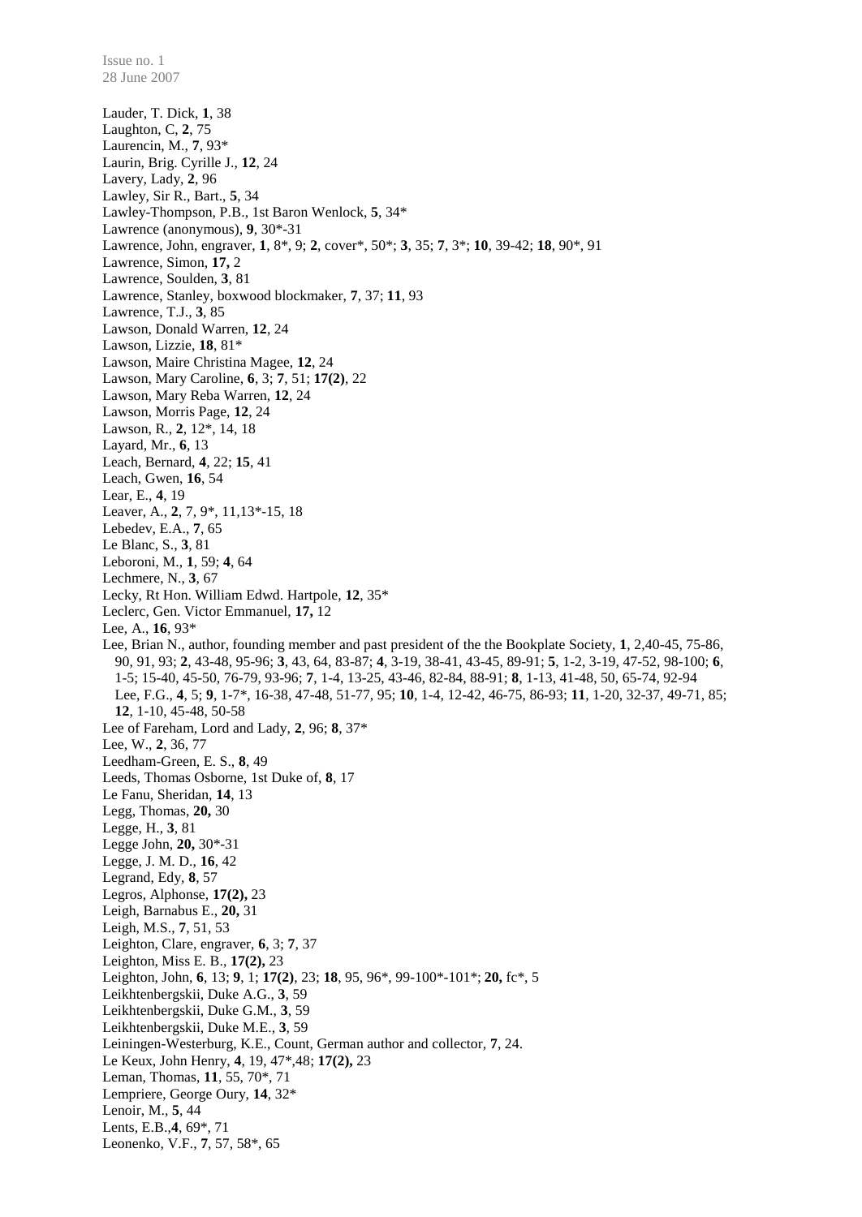Lauder, T. Dick, **1**, 38
Laughton, C, **2**, 75
Laurencin, M., **7**, 93*
Laurin, Brig. Cyrille J., **12**, 24
Lavery, Lady, **2**, 96
Lawley, Sir R., Bart., **5**, 34
Lawley-Thompson, P.B., 1st Baron Wenlock, **5**, 34*
Lawrence (anonymous), **9**, 30*-31
Lawrence, John, engraver, **1**, 8*, 9; **2**, cover*, 50*; **3**, 35; **7**, 3*; **10**, 39-42; **18**, 90*, 91
Lawrence, Simon, **17,** 2
Lawrence, Soulden, **3**, 81
Lawrence, Stanley, boxwood blockmaker, **7**, 37; **11**, 93
Lawrence, T.J., **3**, 85
Lawson, Donald Warren, **12**, 24
Lawson, Lizzie, **18**, 81*
Lawson, Maire Christina Magee, **12**, 24
Lawson, Mary Caroline, **6**, 3; **7**, 51; **17(2)**, 22
Lawson, Mary Reba Warren, **12**, 24
Lawson, Morris Page, **12**, 24
Lawson, R., **2**, 12*, 14, 18
Layard, Mr., **6**, 13
Leach, Bernard, **4**, 22; **15**, 41
Leach, Gwen, **16**, 54
Lear, E., **4**, 19
Leaver, A., **2**, 7, 9*, 11,13*-15, 18
Lebedev, E.A., **7**, 65
Le Blanc, S., **3**, 81
Leboroni, M., **1**, 59; **4**, 64
Lechmere, N., **3**, 67
Lecky, Rt Hon. William Edwd. Hartpole, **12**, 35*
Leclerc, Gen. Victor Emmanuel, **17,** 12
Lee, A., **16**, 93*
Lee, Brian N., author, founding member and past president of the the Bookplate Society, **1**, 2,40-45, 75-86, 90, 91, 93; **2**, 43-48, 95-96; **3**, 43, 64, 83-87; **4**, 3-19, 38-41, 43-45, 89-91; **5**, 1-2, 3-19, 47-52, 98-100; **6**, 1-5; 15-40, 45-50, 76-79, 93-96; **7**, 1-4, 13-25, 43-46, 82-84, 88-91; **8**, 1-13, 41-48, 50, 65-74, 92-94
Lee, F.G., **4**, 5; **9**, 1-7*, 16-38, 47-48, 51-77, 95; **10**, 1-4, 12-42, 46-75, 86-93; **11**, 1-20, 32-37, 49-71, 85; **12**, 1-10, 45-48, 50-58
Lee of Fareham, Lord and Lady, **2**, 96; **8**, 37*
Lee, W., **2**, 36, 77
Leedham-Green, E. S., **8**, 49
Leeds, Thomas Osborne, 1st Duke of, **8**, 17
Le Fanu, Sheridan, **14**, 13
Legg, Thomas, **20,** 30
Legge, H., **3**, 81
Legge John, **20,** 30*-31
Legge, J. M. D., **16**, 42
Legrand, Edy, **8**, 57
Legros, Alphonse, **17(2),** 23
Leigh, Barnabus E., **20,** 31
Leigh, M.S., **7**, 51, 53
Leighton, Clare, engraver, **6**, 3; **7**, 37
Leighton, Miss E. B., **17(2),** 23
Leighton, John, **6**, 13; **9**, 1; **17(2)**, 23; **18**, 95, 96*, 99-100*-101*; **20,** fc*, 5
Leikhtenbergskii, Duke A.G., **3**, 59
Leikhtenbergskii, Duke G.M., **3**, 59
Leikhtenbergskii, Duke M.E., **3**, 59
Leiningen-Westerburg, K.E., Count, German author and collector, **7**, 24.
Le Keux, John Henry, **4**, 19, 47*,48; **17(2),** 23
Leman, Thomas, **11**, 55, 70*, 71
Lempriere, George Oury, **14**, 32*
Lenoir, M., **5**, 44
Lents, E.B.,**4**, 69*, 71
Leonenko, V.F., **7**, 57, 58*, 65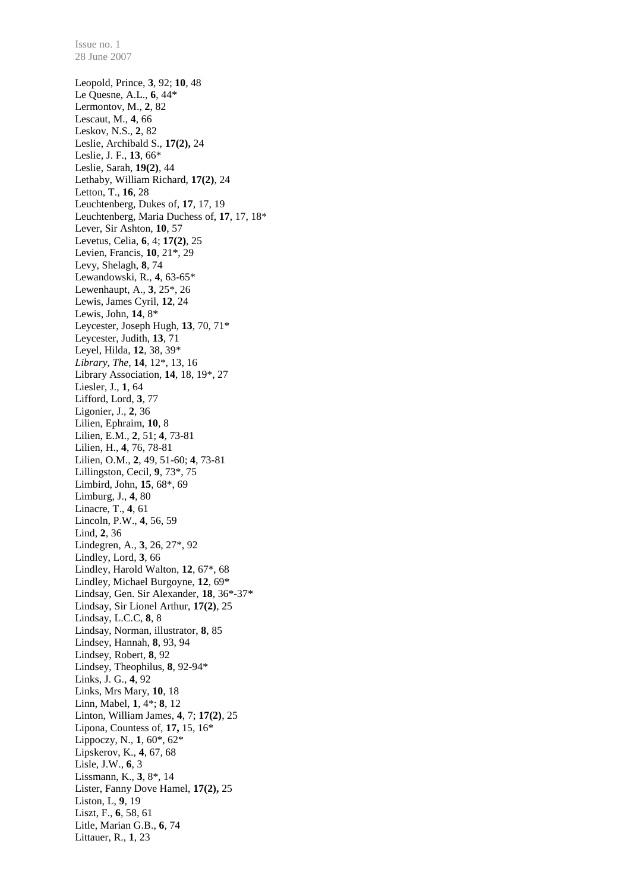Leopold, Prince, **3**, 92; **10**, 48
Le Quesne, A.L., **6**, 44*
Lermontov, M., **2**, 82
Lescaut, M., **4**, 66
Leskov, N.S., **2**, 82
Leslie, Archibald S., **17(2),** 24
Leslie, J. F., **13**, 66*
Leslie, Sarah, **19(2)**, 44
Lethaby, William Richard, **17(2)**, 24
Letton, T., **16**, 28
Leuchtenberg, Dukes of, **17**, 17, 19
Leuchtenberg, Maria Duchess of, **17**, 17, 18*
Lever, Sir Ashton, **10**, 57
Levetus, Celia, **6**, 4; **17(2)**, 25
Levien, Francis, **10**, 21*, 29
Levy, Shelagh, **8**, 74
Lewandowski, R., **4**, 63-65*
Lewenhaupt, A., **3**, 25*, 26
Lewis, James Cyril, **12**, 24
Lewis, John, **14**, 8*
Leycester, Joseph Hugh, **13**, 70, 71*
Leycester, Judith, **13**, 71
Leyel, Hilda, **12**, 38, 39*
*Library, The*, **14**, 12*, 13, 16
Library Association, **14**, 18, 19*, 27
Liesler, J., **1**, 64
Lifford, Lord, **3**, 77
Ligonier, J., **2**, 36
Lilien, Ephraim, **10**, 8
Lilien, E.M., **2**, 51; **4**, 73-81
Lilien, H., **4**, 76, 78-81
Lilien, O.M., **2**, 49, 51-60; **4**, 73-81
Lillingston, Cecil, **9**, 73*, 75
Limbird, John, **15**, 68*, 69
Limburg, J., **4**, 80
Linacre, T., **4**, 61
Lincoln, P.W., **4**, 56, 59
Lind, **2**, 36
Lindegren, A., **3**, 26, 27*, 92
Lindley, Lord, **3**, 66
Lindley, Harold Walton, **12**, 67*, 68
Lindley, Michael Burgoyne, **12**, 69*
Lindsay, Gen. Sir Alexander, **18**, 36*-37*
Lindsay, Sir Lionel Arthur, **17(2)**, 25
Lindsay, L.C.C, **8**, 8
Lindsay, Norman, illustrator, **8**, 85
Lindsey, Hannah, **8**, 93, 94
Lindsey, Robert, **8**, 92
Lindsey, Theophilus, **8**, 92-94*
Links, J. G., **4**, 92
Links, Mrs Mary, **10**, 18
Linn, Mabel, **1**, 4*; **8**, 12
Linton, William James, **4**, 7; **17(2)**, 25
Lipona, Countess of, **17,** 15, 16*
Lippoczy, N., **1**, 60*, 62*
Lipskerov, K., **4**, 67, 68
Lisle, J.W., **6**, 3
Lissmann, K., **3**, 8*, 14
Lister, Fanny Dove Hamel, **17(2),** 25
Liston, L, **9**, 19
Liszt, F., **6**, 58, 61
Litle, Marian G.B., **6**, 74
Littauer, R., **1**, 23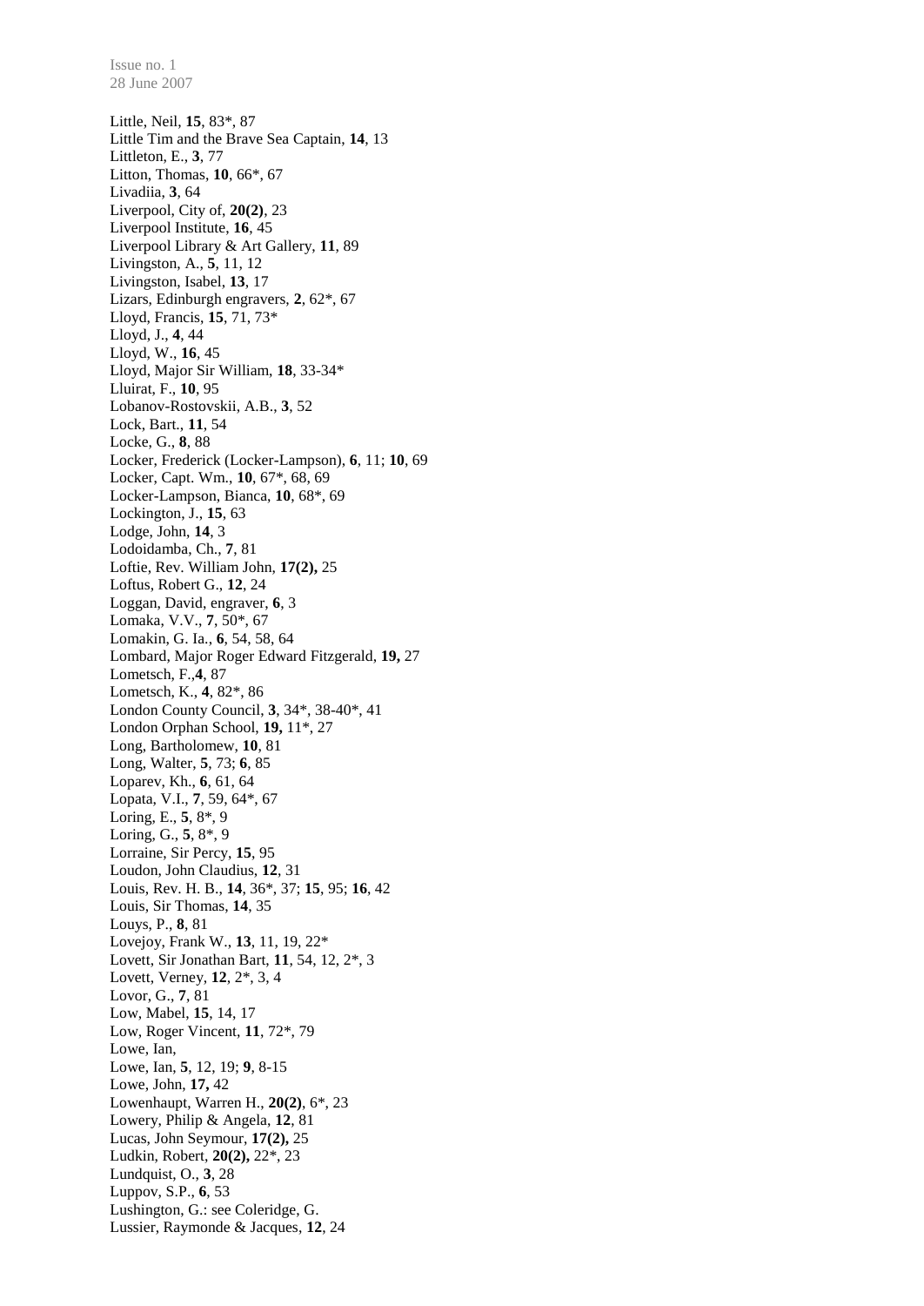Little, Neil, **15**, 83*, 87
Little Tim and the Brave Sea Captain, **14**, 13
Littleton, E., **3**, 77
Litton, Thomas, **10**, 66*, 67
Livadiia, **3**, 64
Liverpool, City of, **20(2)**, 23
Liverpool Institute, **16**, 45
Liverpool Library & Art Gallery, **11**, 89
Livingston, A., **5**, 11, 12
Livingston, Isabel, **13**, 17
Lizars, Edinburgh engravers, **2**, 62*, 67
Lloyd, Francis, **15**, 71, 73*
Lloyd, J., **4**, 44
Lloyd, W., **16**, 45
Lloyd, Major Sir William, **18**, 33-34*
Lluirat, F., **10**, 95
Lobanov-Rostovskii, A.B., **3**, 52
Lock, Bart., **11**, 54
Locke, G., **8**, 88
Locker, Frederick (Locker-Lampson), **6**, 11; **10**, 69
Locker, Capt. Wm., **10**, 67*, 68, 69
Locker-Lampson, Bianca, **10**, 68*, 69
Lockington, J., **15**, 63
Lodge, John, **14**, 3
Lodoidamba, Ch., **7**, 81
Loftie, Rev. William John, **17(2),** 25
Loftus, Robert G., **12**, 24
Loggan, David, engraver, **6**, 3
Lomaka, V.V., **7**, 50*, 67
Lomakin, G. Ia., **6**, 54, 58, 64
Lombard, Major Roger Edward Fitzgerald, **19,** 27
Lometsch, F.,**4**, 87
Lometsch, K., **4**, 82*, 86
London County Council, **3**, 34*, 38-40*, 41
London Orphan School, **19,** 11*, 27
Long, Bartholomew, **10**, 81
Long, Walter, **5**, 73; **6**, 85
Loparev, Kh., **6**, 61, 64
Lopata, V.I., **7**, 59, 64*, 67
Loring, E., **5**, 8*, 9
Loring, G., **5**, 8*, 9
Lorraine, Sir Percy, **15**, 95
Loudon, John Claudius, **12**, 31
Louis, Rev. H. B., **14**, 36*, 37; **15**, 95; **16**, 42
Louis, Sir Thomas, **14**, 35
Louys, P., **8**, 81
Lovejoy, Frank W., **13**, 11, 19, 22*
Lovett, Sir Jonathan Bart, **11**, 54, 12, 2*, 3
Lovett, Verney, **12**, 2*, 3, 4
Lovor, G., **7**, 81
Low, Mabel, **15**, 14, 17
Low, Roger Vincent, **11**, 72*, 79
Lowe, Ian,
Lowe, Ian, **5**, 12, 19; **9**, 8-15
Lowe, John, **17,** 42
Lowenhaupt, Warren H., **20(2)**, 6*, 23
Lowery, Philip & Angela, **12**, 81
Lucas, John Seymour, **17(2),** 25
Ludkin, Robert, **20(2),** 22*, 23
Lundquist, O., **3**, 28
Luppov, S.P., **6**, 53
Lushington, G.: see Coleridge, G.
Lussier, Raymonde & Jacques, **12**, 24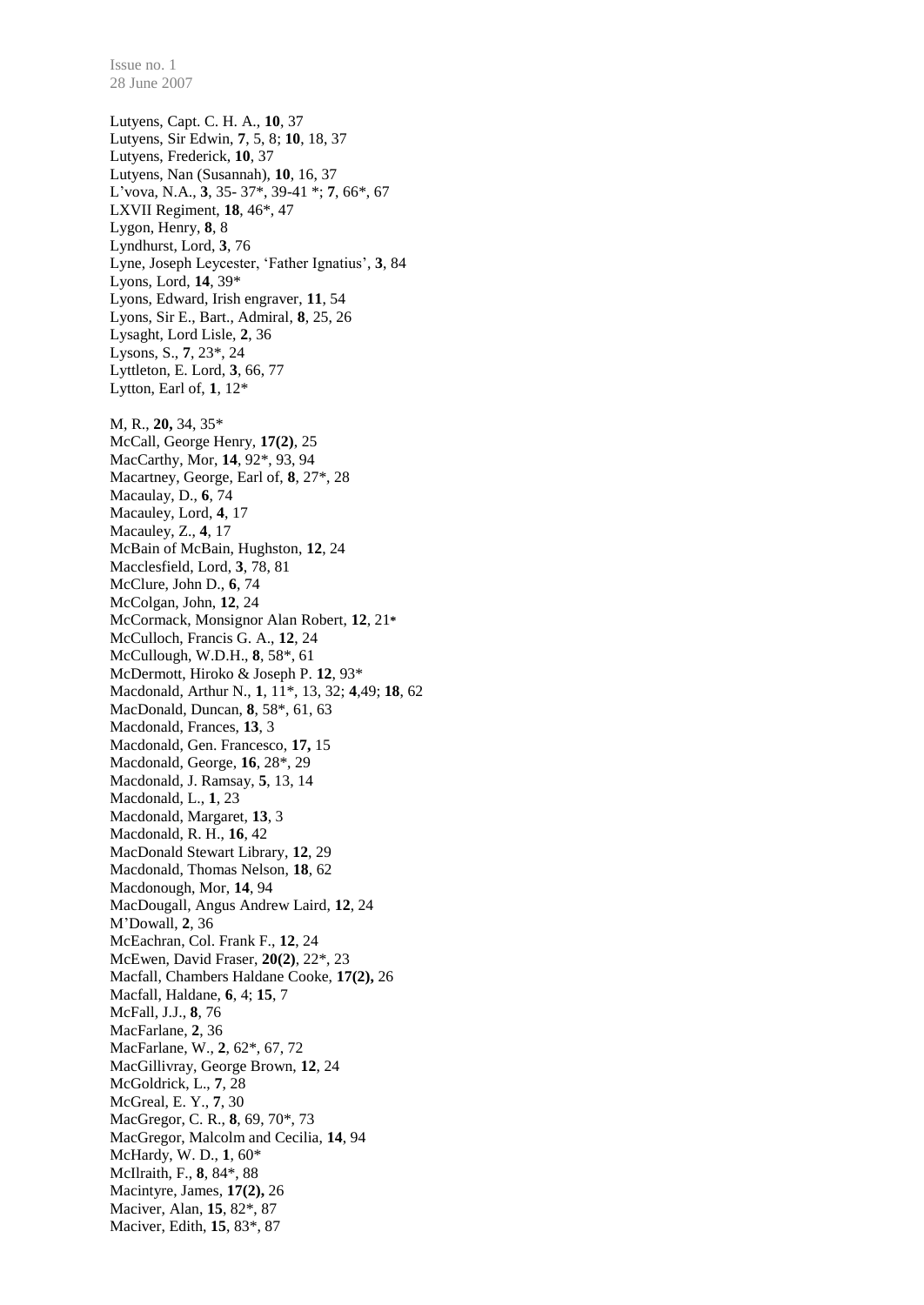Lutyens, Capt. C. H. A., **10**, 37
Lutyens, Sir Edwin, **7**, 5, 8; **10**, 18, 37
Lutyens, Frederick, **10**, 37
Lutyens, Nan (Susannah), **10**, 16, 37
L'vova, N.A., **3**, 35- 37*, 39-41 *; **7**, 66*, 67
LXVII Regiment, **18**, 46*, 47
Lygon, Henry, **8**, 8
Lyndhurst, Lord, **3**, 76
Lyne, Joseph Leycester, 'Father Ignatius', **3**, 84
Lyons, Lord, **14**, 39*
Lyons, Edward, Irish engraver, **11**, 54
Lyons, Sir E., Bart., Admiral, **8**, 25, 26
Lysaght, Lord Lisle, **2**, 36
Lysons, S., **7**, 23*, 24
Lyttleton, E. Lord, **3**, 66, 77
Lytton, Earl of, **1**, 12*

M, R., **20,** 34, 35*
McCall, George Henry, **17(2)**, 25
MacCarthy, Mor, **14**, 92*, 93, 94
Macartney, George, Earl of, **8**, 27*, 28
Macaulay, D., **6**, 74
Macauley, Lord, **4**, 17
Macauley, Z., **4**, 17
McBain of McBain, Hughston, **12**, 24
Macclesfield, Lord, **3**, 78, 81
McClure, John D., **6**, 74
McColgan, John, **12**, 24
McCormack, Monsignor Alan Robert, **12**, 21*
McCulloch, Francis G. A., **12**, 24
McCullough, W.D.H., **8**, 58*, 61
McDermott, Hiroko & Joseph P. **12**, 93*
Macdonald, Arthur N., **1**, 11*, 13, 32; **4**,49; **18**, 62
MacDonald, Duncan, **8**, 58*, 61, 63
Macdonald, Frances, **13**, 3
Macdonald, Gen. Francesco, **17,** 15
Macdonald, George, **16**, 28*, 29
Macdonald, J. Ramsay, **5**, 13, 14
Macdonald, L., **1**, 23
Macdonald, Margaret, **13**, 3
Macdonald, R. H., **16**, 42
MacDonald Stewart Library, **12**, 29
Macdonald, Thomas Nelson, **18**, 62
Macdonough, Mor, **14**, 94
MacDougall, Angus Andrew Laird, **12**, 24
M'Dowall, **2**, 36
McEachran, Col. Frank F., **12**, 24
McEwen, David Fraser, **20(2)**, 22*, 23
Macfall, Chambers Haldane Cooke, **17(2),** 26
Macfall, Haldane, **6**, 4; **15**, 7
McFall, J.J., **8**, 76
MacFarlane, **2**, 36
MacFarlane, W., **2**, 62*, 67, 72
MacGillivray, George Brown, **12**, 24
McGoldrick, L., **7**, 28
McGreal, E. Y., **7**, 30
MacGregor, C. R., **8**, 69, 70*, 73
MacGregor, Malcolm and Cecilia, **14**, 94
McHardy, W. D., **1**, 60*
McIlraith, F., **8**, 84*, 88
Macintyre, James, **17(2),** 26
Maciver, Alan, **15**, 82*, 87
Maciver, Edith, **15**, 83*, 87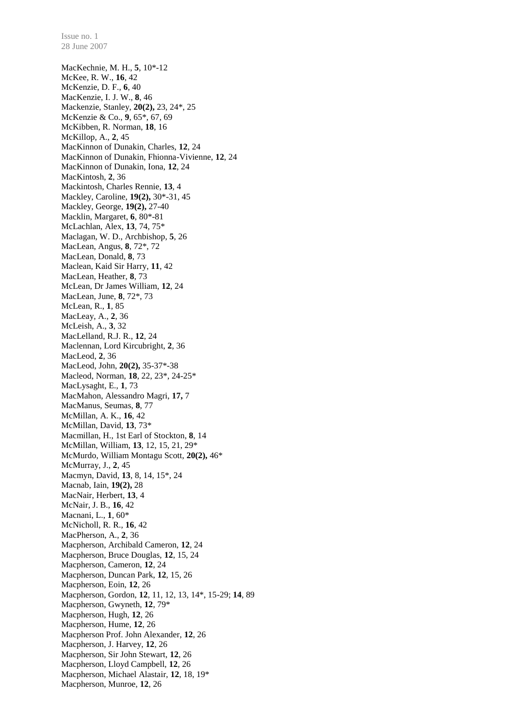MacKechnie, M. H., **5**, 10*-12
McKee, R. W., **16**, 42
McKenzie, D. F., **6**, 40
MacKenzie, I. J. W., **8**, 46
Mackenzie, Stanley, **20(2),** 23, 24*, 25
McKenzie & Co., **9**, 65*, 67, 69
McKibben, R. Norman, **18**, 16
McKillop, A., **2**, 45
MacKinnon of Dunakin, Charles, **12**, 24
MacKinnon of Dunakin, Fhionna-Vivienne, **12**, 24
MacKinnon of Dunakin, Iona, **12**, 24
MacKintosh, **2**, 36
Mackintosh, Charles Rennie, **13**, 4
Mackley, Caroline, **19(2),** 30*-31, 45
Mackley, George, **19(2),** 27-40
Macklin, Margaret, **6**, 80*-81
McLachlan, Alex, **13**, 74, 75*
Maclagan, W. D., Archbishop, **5**, 26
MacLean, Angus, **8**, 72*, 72
MacLean, Donald, **8**, 73
Maclean, Kaid Sir Harry, **11**, 42
MacLean, Heather, **8**, 73
McLean, Dr James William, **12**, 24
MacLean, June, **8**, 72*, 73
McLean, R., **1**, 85
MacLeay, A., **2**, 36
McLeish, A., **3**, 32
MacLelland, R.J. R., **12**, 24
Maclennan, Lord Kircubright, **2**, 36
MacLeod, **2**, 36
MacLeod, John, **20(2),** 35-37*-38
Macleod, Norman, **18**, 22, 23*, 24-25*
MacLysaght, E., **1**, 73
MacMahon, Alessandro Magri, **17,** 7
MacManus, Seumas, **8**, 77
McMillan, A. K., **16**, 42
McMillan, David, **13**, 73*
Macmillan, H., 1st Earl of Stockton, **8**, 14
McMillan, William, **13**, 12, 15, 21, 29*
McMurdo, William Montagu Scott, **20(2),** 46*
McMurray, J., **2**, 45
Macmyn, David, **13**, 8, 14, 15*, 24
Macnab, Iain, **19(2),** 28
MacNair, Herbert, **13**, 4
McNair, J. B., **16**, 42
Macnani, L., **1**, 60*
McNicholl, R. R., **16**, 42
MacPherson, A., **2**, 36
Macpherson, Archibald Cameron, **12**, 24
Macpherson, Bruce Douglas, **12**, 15, 24
Macpherson, Cameron, **12**, 24
Macpherson, Duncan Park, **12**, 15, 26
Macpherson, Eoin, **12**, 26
Macpherson, Gordon, **12**, 11, 12, 13, 14*, 15-29; **14**, 89
Macpherson, Gwyneth, **12**, 79*
Macpherson, Hugh, **12**, 26
Macpherson, Hume, **12**, 26
Macpherson Prof. John Alexander, **12**, 26
Macpherson, J. Harvey, **12**, 26
Macpherson, Sir John Stewart, **12**, 26
Macpherson, Lloyd Campbell, **12**, 26
Macpherson, Michael Alastair, **12**, 18, 19*
Macpherson, Munroe, **12**, 26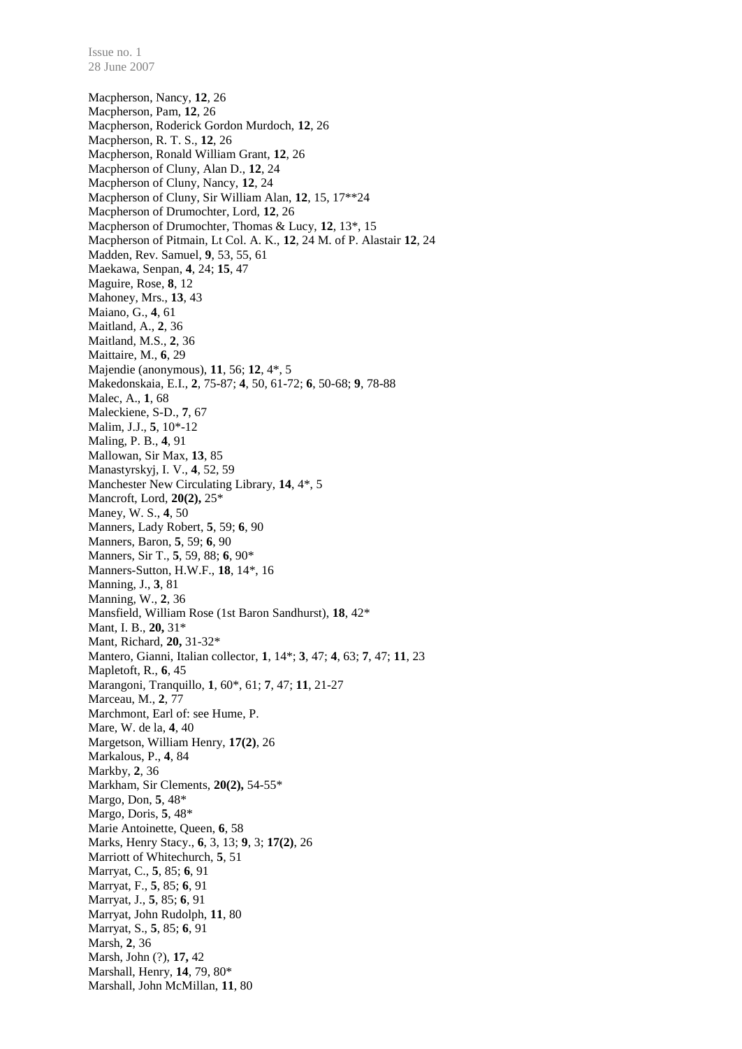Macpherson, Nancy, **12**, 26
Macpherson, Pam, **12**, 26
Macpherson, Roderick Gordon Murdoch, **12**, 26
Macpherson, R. T. S., **12**, 26
Macpherson, Ronald William Grant, **12**, 26
Macpherson of Cluny, Alan D., **12**, 24
Macpherson of Cluny, Nancy, **12**, 24
Macpherson of Cluny, Sir William Alan, **12**, 15, 17**24
Macpherson of Drumochter, Lord, **12**, 26
Macpherson of Drumochter, Thomas & Lucy, **12**, 13*, 15
Macpherson of Pitmain, Lt Col. A. K., **12**, 24 M. of P. Alastair **12**, 24
Madden, Rev. Samuel, **9**, 53, 55, 61
Maekawa, Senpan, **4**, 24; **15**, 47
Maguire, Rose, **8**, 12
Mahoney, Mrs., **13**, 43
Maiano, G., **4**, 61
Maitland, A., **2**, 36
Maitland, M.S., **2**, 36
Maittaire, M., **6**, 29
Majendie (anonymous), **11**, 56; **12**, 4*, 5
Makedonskaia, E.I., **2**, 75-87; **4**, 50, 61-72; **6**, 50-68; **9**, 78-88
Malec, A., **1**, 68
Maleckiene, S-D., **7**, 67
Malim, J.J., **5**, 10*-12
Maling, P. B., **4**, 91
Mallowan, Sir Max, **13**, 85
Manastyrskyj, I. V., **4**, 52, 59
Manchester New Circulating Library, **14**, 4*, 5
Mancroft, Lord, **20(2),** 25*
Maney, W. S., **4**, 50
Manners, Lady Robert, **5**, 59; **6**, 90
Manners, Baron, **5**, 59; **6**, 90
Manners, Sir T., **5**, 59, 88; **6**, 90*
Manners-Sutton, H.W.F., **18**, 14*, 16
Manning, J., **3**, 81
Manning, W., **2**, 36
Mansfield, William Rose (1st Baron Sandhurst), **18**, 42*
Mant, I. B., **20,** 31*
Mant, Richard, **20,** 31-32*
Mantero, Gianni, Italian collector, **1**, 14*; **3**, 47; **4**, 63; **7**, 47; **11**, 23
Mapletoft, R., **6**, 45
Marangoni, Tranquillo, **1**, 60*, 61; **7**, 47; **11**, 21-27
Marceau, M., **2**, 77
Marchmont, Earl of: see Hume, P.
Mare, W. de la, **4**, 40
Margetson, William Henry, **17(2)**, 26
Markalous, P., **4**, 84
Markby, **2**, 36
Markham, Sir Clements, **20(2),** 54-55*
Margo, Don, **5**, 48*
Margo, Doris, **5**, 48*
Marie Antoinette, Queen, **6**, 58
Marks, Henry Stacy., **6**, 3, 13; **9**, 3; **17(2)**, 26
Marriott of Whitechurch, **5**, 51
Marryat, C., **5**, 85; **6**, 91
Marryat, F., **5**, 85; **6**, 91
Marryat, J., **5**, 85; **6**, 91
Marryat, John Rudolph, **11**, 80
Marryat, S., **5**, 85; **6**, 91
Marsh, **2**, 36
Marsh, John (?), **17,** 42
Marshall, Henry, **14**, 79, 80*
Marshall, John McMillan, **11**, 80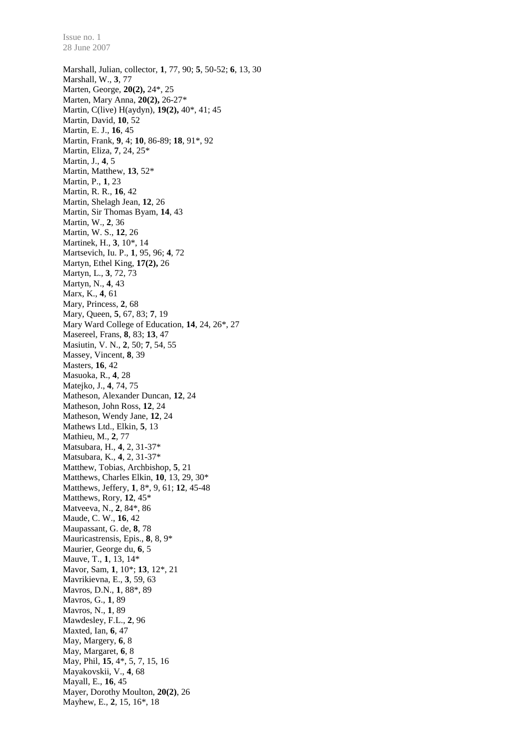Marshall, Julian, collector, **1**, 77, 90; **5**, 50-52; **6**, 13, 30
Marshall, W., **3**, 77
Marten, George, **20(2),** 24*, 25
Marten, Mary Anna, **20(2),** 26-27*
Martin, C(live) H(aydyn), **19(2),** 40*, 41; 45
Martin, David, **10**, 52
Martin, E. J., **16**, 45
Martin, Frank, **9**, 4; **10**, 86-89; **18**, 91*, 92
Martin, Eliza, **7**, 24, 25*
Martin, J., **4**, 5
Martin, Matthew, **13**, 52*
Martin, P., **1**, 23
Martin, R. R., **16**, 42
Martin, Shelagh Jean, **12**, 26
Martin, Sir Thomas Byam, **14**, 43
Martin, W., **2**, 36
Martin, W. S., **12**, 26
Martinek, H., **3**, 10*, 14
Martsevich, Iu. P., **1**, 95, 96; **4**, 72
Martyn, Ethel King, **17(2),** 26
Martyn, L., **3**, 72, 73
Martyn, N., **4**, 43
Marx, K., **4**, 61
Mary, Princess, **2**, 68
Mary, Queen, **5**, 67, 83; **7**, 19
Mary Ward College of Education, **14**, 24, 26*, 27
Masereel, Frans, **8**, 83; **13**, 47
Masiutin, V. N., **2**, 50; **7**, 54, 55
Massey, Vincent, **8**, 39
Masters, **16**, 42
Masuoka, R., **4**, 28
Matejko, J., **4**, 74, 75
Matheson, Alexander Duncan, **12**, 24
Matheson, John Ross, **12**, 24
Matheson, Wendy Jane, **12**, 24
Mathews Ltd., Elkin, **5**, 13
Mathieu, M., **2**, 77
Matsubara, H., **4**, 2, 31-37*
Matsubara, K., **4**, 2, 31-37*
Matthew, Tobias, Archbishop, **5**, 21
Matthews, Charles Elkin, **10**, 13, 29, 30*
Matthews, Jeffery, **1**, 8*, 9, 61; **12**, 45-48
Matthews, Rory, **12**, 45*
Matveeva, N., **2**, 84*, 86
Maude, C. W., **16**, 42
Maupassant, G. de, **8**, 78
Mauricastrensis, Epis., **8**, 8, 9*
Maurier, George du, **6**, 5
Mauve, T., **1**, 13, 14*
Mavor, Sam, **1**, 10*; **13**, 12*, 21
Mavrikievna, E., **3**, 59, 63
Mavros, D.N., **1**, 88*, 89
Mavros, G., **1**, 89
Mavros, N., **1**, 89
Mawdesley, F.L., **2**, 96
Maxted, Ian, **6**, 47
May, Margery, **6**, 8
May, Margaret, **6**, 8
May, Phil, **15**, 4*, 5, 7, 15, 16
Mayakovskii, V., **4**, 68
Mayall, E., **16**, 45
Mayer, Dorothy Moulton, **20(2)**, 26
Mayhew, E., **2**, 15, 16*, 18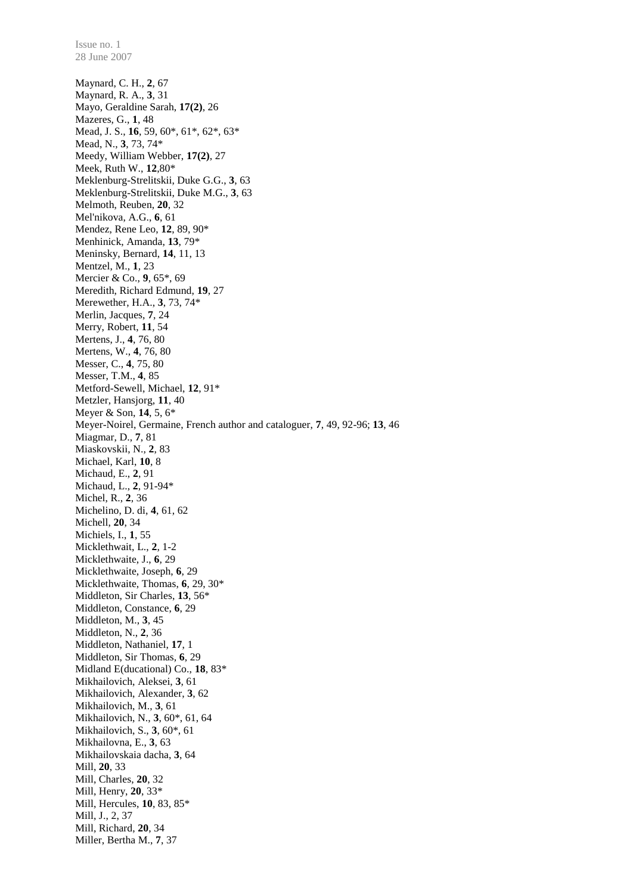Maynard, C. H., **2**, 67
Maynard, R. A., **3**, 31
Mayo, Geraldine Sarah, **17(2)**, 26
Mazeres, G., **1**, 48
Mead, J. S., **16**, 59, 60*, 61*, 62*, 63*
Mead, N., **3**, 73, 74*
Meedy, William Webber, **17(2)**, 27
Meek, Ruth W., **12**,80*
Meklenburg-Strelitskii, Duke G.G., **3**, 63
Meklenburg-Strelitskii, Duke M.G., **3**, 63
Melmoth, Reuben, **20**, 32
Mel'nikova, A.G., **6**, 61
Mendez, Rene Leo, **12**, 89, 90*
Menhinick, Amanda, **13**, 79*
Meninsky, Bernard, **14**, 11, 13
Mentzel, M., **1**, 23
Mercier & Co., **9**, 65*, 69
Meredith, Richard Edmund, **19**, 27
Merewether, H.A., **3**, 73, 74*
Merlin, Jacques, **7**, 24
Merry, Robert, **11**, 54
Mertens, J., **4**, 76, 80
Mertens, W., **4**, 76, 80
Messer, C., **4**, 75, 80
Messer, T.M., **4**, 85
Metford-Sewell, Michael, **12**, 91*
Metzler, Hansjorg, **11**, 40
Meyer & Son, **14**, 5, 6*
Meyer-Noirel, Germaine, French author and cataloguer, **7**, 49, 92-96; **13**, 46
Miagmar, D., **7**, 81
Miaskovskii, N., **2**, 83
Michael, Karl, **10**, 8
Michaud, E., **2**, 91
Michaud, L., **2**, 91-94*
Michel, R., **2**, 36
Michelino, D. di, **4**, 61, 62
Michell, **20**, 34
Michiels, I., **1**, 55
Micklethwait, L., **2**, 1-2
Micklethwaite, J., **6**, 29
Micklethwaite, Joseph, **6**, 29
Micklethwaite, Thomas, **6**, 29, 30*
Middleton, Sir Charles, **13**, 56*
Middleton, Constance, **6**, 29
Middleton, M., **3**, 45
Middleton, N., **2**, 36
Middleton, Nathaniel, **17**, 1
Middleton, Sir Thomas, **6**, 29
Midland E(ducational) Co., **18**, 83*
Mikhailovich, Aleksei, **3**, 61
Mikhailovich, Alexander, **3**, 62
Mikhailovich, M., **3**, 61
Mikhailovich, N., **3**, 60*, 61, 64
Mikhailovich, S., **3**, 60*, 61
Mikhailovna, E., **3**, 63
Mikhailovskaia dacha, **3**, 64
Mill, **20**, 33
Mill, Charles, **20**, 32
Mill, Henry, **20**, 33*
Mill, Hercules, **10**, 83, 85*
Mill, J., 2, 37
Mill, Richard, **20**, 34
Miller, Bertha M., **7**, 37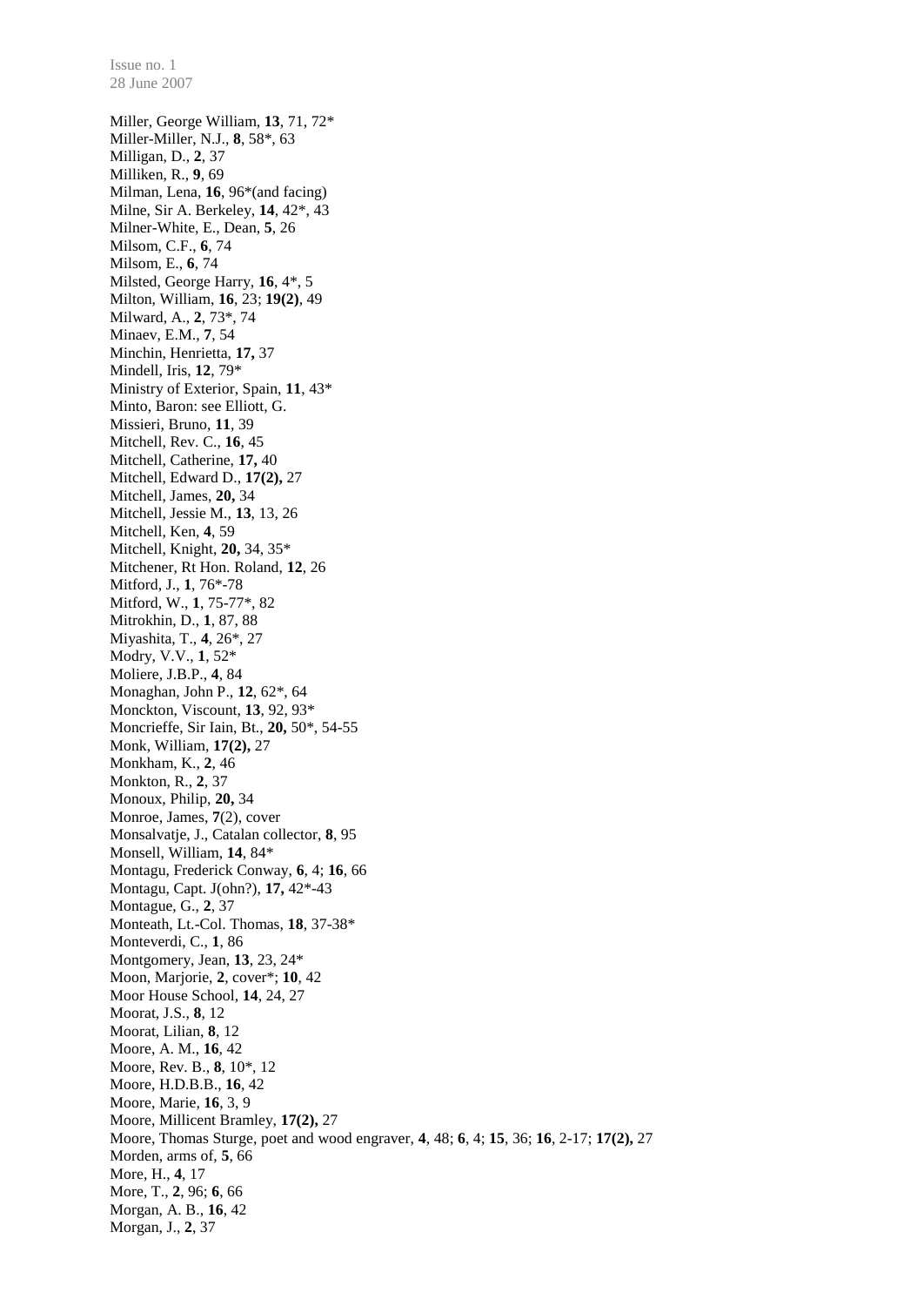Miller, George William, **13**, 71, 72*
Miller-Miller, N.J., **8**, 58*, 63
Milligan, D., **2**, 37
Milliken, R., **9**, 69
Milman, Lena, **16**, 96*(and facing)
Milne, Sir A. Berkeley, **14**, 42*, 43
Milner-White, E., Dean, **5**, 26
Milsom, C.F., **6**, 74
Milsom, E., **6**, 74
Milsted, George Harry, **16**, 4*, 5
Milton, William, **16**, 23; **19(2)**, 49
Milward, A., **2**, 73*, 74
Minaev, E.M., **7**, 54
Minchin, Henrietta, **17,** 37
Mindell, Iris, **12**, 79*
Ministry of Exterior, Spain, **11**, 43*
Minto, Baron: see Elliott, G.
Missieri, Bruno, **11**, 39
Mitchell, Rev. C., **16**, 45
Mitchell, Catherine, **17,** 40
Mitchell, Edward D., **17(2),** 27
Mitchell, James, **20,** 34
Mitchell, Jessie M., **13**, 13, 26
Mitchell, Ken, **4**, 59
Mitchell, Knight, **20,** 34, 35*
Mitchener, Rt Hon. Roland, **12**, 26
Mitford, J., **1**, 76*-78
Mitford, W., **1**, 75-77*, 82
Mitrokhin, D., **1**, 87, 88
Miyashita, T., **4**, 26*, 27
Modry, V.V., **1**, 52*
Moliere, J.B.P., **4**, 84
Monaghan, John P., **12**, 62*, 64
Monckton, Viscount, **13**, 92, 93*
Moncrieffe, Sir Iain, Bt., **20,** 50*, 54-55
Monk, William, **17(2),** 27
Monkham, K., **2**, 46
Monkton, R., **2**, 37
Monoux, Philip, **20,** 34
Monroe, James, **7**(2), cover
Monsalvatje, J., Catalan collector, **8**, 95
Monsell, William, **14**, 84*
Montagu, Frederick Conway, **6**, 4; **16**, 66
Montagu, Capt. J(ohn?), **17,** 42*-43
Montague, G., **2**, 37
Monteath, Lt.-Col. Thomas, **18**, 37-38*
Monteverdi, C., **1**, 86
Montgomery, Jean, **13**, 23, 24*
Moon, Marjorie, **2**, cover*; **10**, 42
Moor House School, **14**, 24, 27
Moorat, J.S., **8**, 12
Moorat, Lilian, **8**, 12
Moore, A. M., **16**, 42
Moore, Rev. B., **8**, 10*, 12
Moore, H.D.B.B., **16**, 42
Moore, Marie, **16**, 3, 9
Moore, Millicent Bramley, **17(2),** 27
Moore, Thomas Sturge, poet and wood engraver, **4**, 48; **6**, 4; **15**, 36; **16**, 2-17; **17(2),** 27
Morden, arms of, **5**, 66
More, H., **4**, 17
More, T., **2**, 96; **6**, 66
Morgan, A. B., **16**, 42
Morgan, J., **2**, 37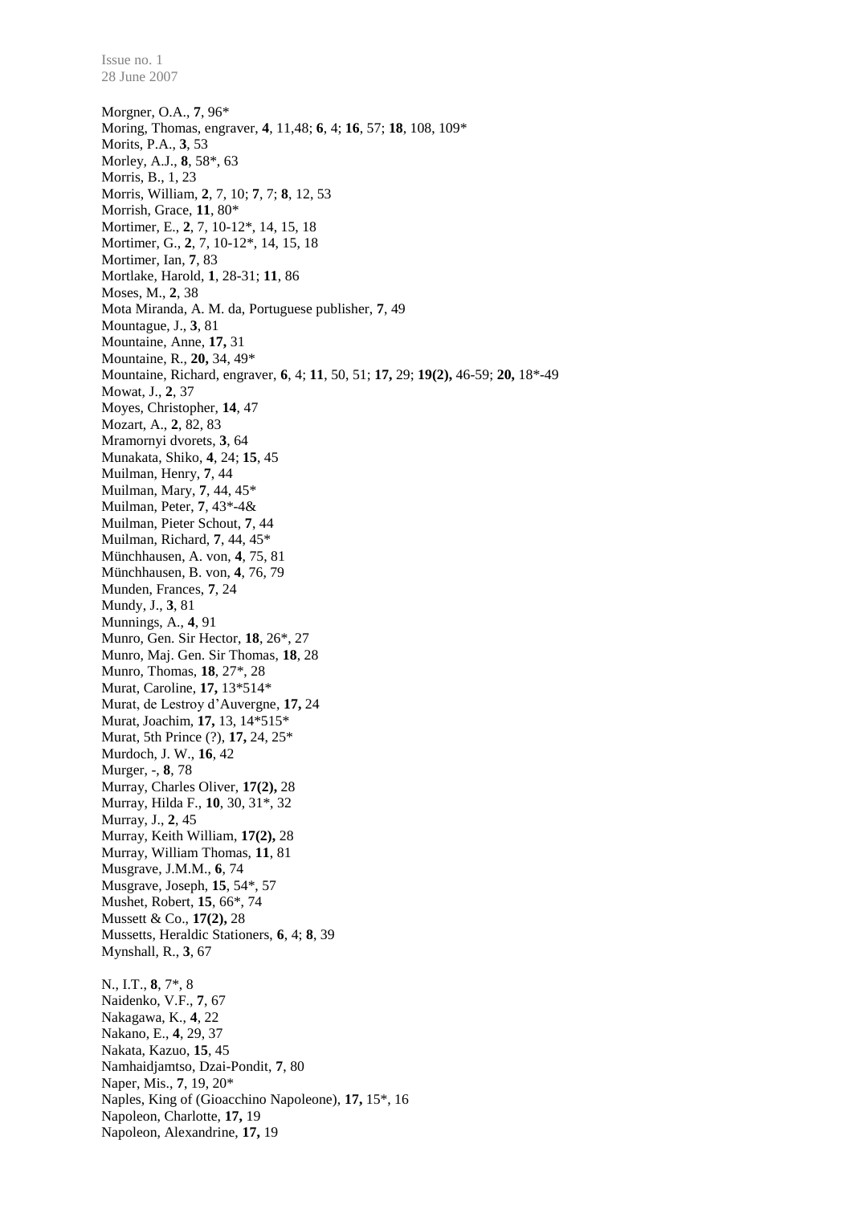Morgner, O.A., **7**, 96*
Moring, Thomas, engraver, **4**, 11,48; **6**, 4; **16**, 57; **18**, 108, 109*
Morits, P.A., **3**, 53
Morley, A.J., **8**, 58*, 63
Morris, B., 1, 23
Morris, William, **2**, 7, 10; **7**, 7; **8**, 12, 53
Morrish, Grace, **11**, 80*
Mortimer, E., **2**, 7, 10-12*, 14, 15, 18
Mortimer, G., **2**, 7, 10-12*, 14, 15, 18
Mortimer, Ian, **7**, 83
Mortlake, Harold, **1**, 28-31; **11**, 86
Moses, M., **2**, 38
Mota Miranda, A. M. da, Portuguese publisher, **7**, 49
Mountague, J., **3**, 81
Mountaine, Anne, **17,** 31
Mountaine, R., **20,** 34, 49*
Mountaine, Richard, engraver, **6**, 4; **11**, 50, 51; **17,** 29; **19(2),** 46-59; **20,** 18*-49
Mowat, J., **2**, 37
Moyes, Christopher, **14**, 47
Mozart, A., **2**, 82, 83
Mramornyi dvorets, **3**, 64
Munakata, Shiko, **4**, 24; **15**, 45
Muilman, Henry, **7**, 44
Muilman, Mary, **7**, 44, 45*
Muilman, Peter, **7**, 43*-4&
Muilman, Pieter Schout, **7**, 44
Muilman, Richard, **7**, 44, 45*
Münchhausen, A. von, **4**, 75, 81
Münchhausen, B. von, **4**, 76, 79
Munden, Frances, **7**, 24
Mundy, J., **3**, 81
Munnings, A., **4**, 91
Munro, Gen. Sir Hector, **18**, 26*, 27
Munro, Maj. Gen. Sir Thomas, **18**, 28
Munro, Thomas, **18**, 27*, 28
Murat, Caroline, **17,** 13*514*
Murat, de Lestroy d'Auvergne, **17,** 24
Murat, Joachim, **17,** 13, 14*515*
Murat, 5th Prince (?), **17,** 24, 25*
Murdoch, J. W., **16**, 42
Murger, -, **8**, 78
Murray, Charles Oliver, **17(2),** 28
Murray, Hilda F., **10**, 30, 31*, 32
Murray, J., **2**, 45
Murray, Keith William, **17(2),** 28
Murray, William Thomas, **11**, 81
Musgrave, J.M.M., **6**, 74
Musgrave, Joseph, **15**, 54*, 57
Mushet, Robert, **15**, 66*, 74
Mussett & Co., **17(2),** 28
Mussetts, Heraldic Stationers, **6**, 4; **8**, 39
Mynshall, R., **3**, 67

N., I.T., **8**, 7*, 8
Naidenko, V.F., **7**, 67
Nakagawa, K., **4**, 22
Nakano, E., **4**, 29, 37
Nakata, Kazuo, **15**, 45
Namhaidjamtso, Dzai-Pondit, **7**, 80
Naper, Mis., **7**, 19, 20*
Naples, King of (Gioacchino Napoleone), **17,** 15*, 16
Napoleon, Charlotte, **17,** 19
Napoleon, Alexandrine, **17,** 19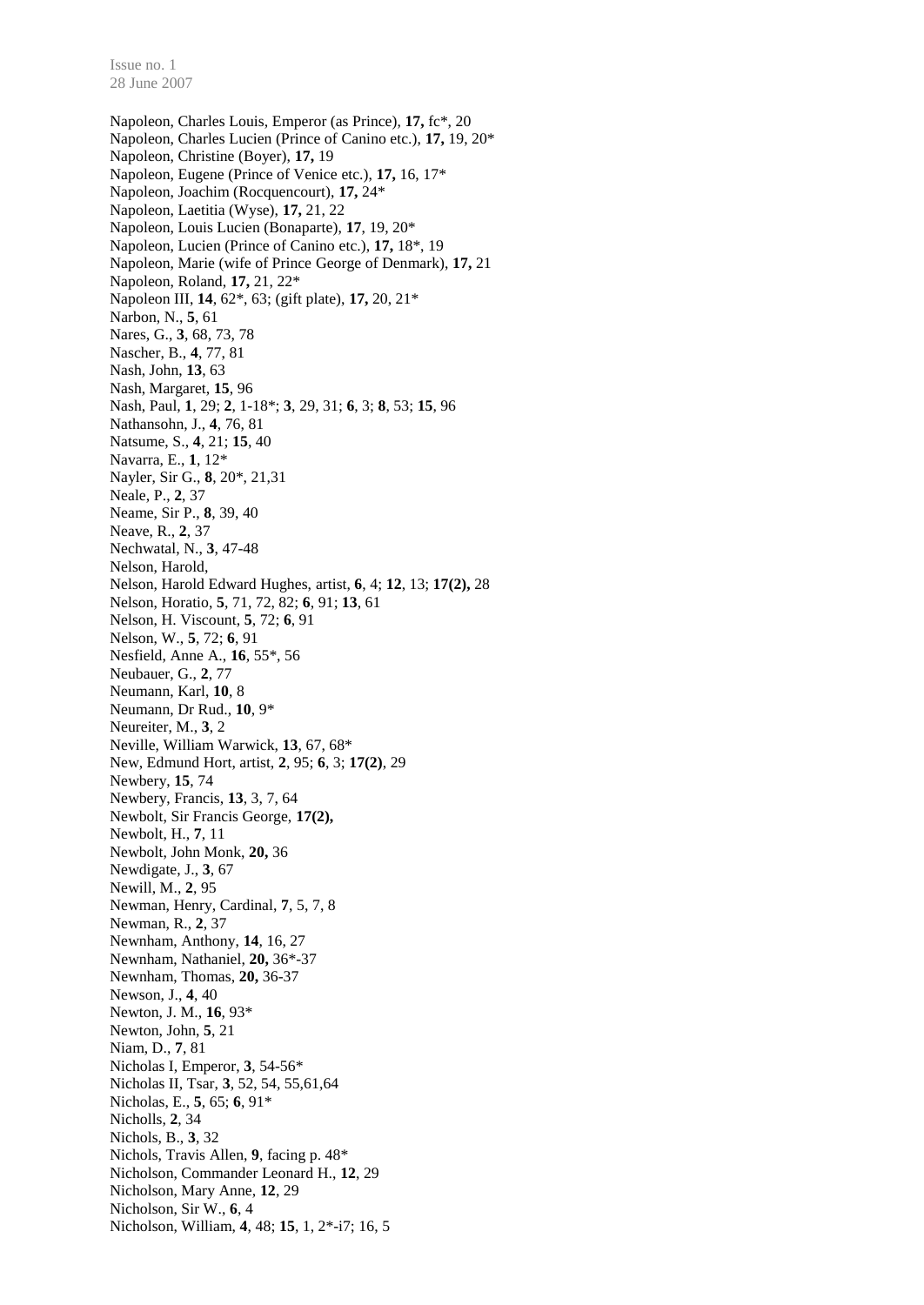Napoleon, Charles Louis, Emperor (as Prince), **17,** fc*, 20
Napoleon, Charles Lucien (Prince of Canino etc.), **17,** 19, 20*
Napoleon, Christine (Boyer), **17,** 19
Napoleon, Eugene (Prince of Venice etc.), **17,** 16, 17*
Napoleon, Joachim (Rocquencourt), **17,** 24*
Napoleon, Laetitia (Wyse), **17,** 21, 22
Napoleon, Louis Lucien (Bonaparte), **17**, 19, 20*
Napoleon, Lucien (Prince of Canino etc.), **17,** 18*, 19
Napoleon, Marie (wife of Prince George of Denmark), **17,** 21
Napoleon, Roland, **17,** 21, 22*
Napoleon III, **14**, 62*, 63; (gift plate), **17,** 20, 21*
Narbon, N., **5**, 61
Nares, G., **3**, 68, 73, 78
Nascher, B., **4**, 77, 81
Nash, John, **13**, 63
Nash, Margaret, **15**, 96
Nash, Paul, **1**, 29; **2**, 1-18*; **3**, 29, 31; **6**, 3; **8**, 53; **15**, 96
Nathansohn, J., **4**, 76, 81
Natsume, S., **4**, 21; **15**, 40
Navarra, E., **1**, 12*
Nayler, Sir G., **8**, 20*, 21,31
Neale, P., **2**, 37
Neame, Sir P., **8**, 39, 40
Neave, R., **2**, 37
Nechwatal, N., **3**, 47-48
Nelson, Harold,
Nelson, Harold Edward Hughes, artist, **6**, 4; **12**, 13; **17(2),** 28
Nelson, Horatio, **5**, 71, 72, 82; **6**, 91; **13**, 61
Nelson, H. Viscount, **5**, 72; **6**, 91
Nelson, W., **5**, 72; **6**, 91
Nesfield, Anne A., **16**, 55*, 56
Neubauer, G., **2**, 77
Neumann, Karl, **10**, 8
Neumann, Dr Rud., **10**, 9*
Neureiter, M., **3**, 2
Neville, William Warwick, **13**, 67, 68*
New, Edmund Hort, artist, **2**, 95; **6**, 3; **17(2)**, 29
Newbery, **15**, 74
Newbery, Francis, **13**, 3, 7, 64
Newbolt, Sir Francis George, **17(2),**
Newbolt, H., **7**, 11
Newbolt, John Monk, **20,** 36
Newdigate, J., **3**, 67
Newill, M., **2**, 95
Newman, Henry, Cardinal, **7**, 5, 7, 8
Newman, R., **2**, 37
Newnham, Anthony, **14**, 16, 27
Newnham, Nathaniel, **20,** 36*-37
Newnham, Thomas, **20,** 36-37
Newson, J., **4**, 40
Newton, J. M., **16**, 93*
Newton, John, **5**, 21
Niam, D., **7**, 81
Nicholas I, Emperor, **3**, 54-56*
Nicholas II, Tsar, **3**, 52, 54, 55,61,64
Nicholas, E., **5**, 65; **6**, 91*
Nicholls, **2**, 34
Nichols, B., **3**, 32
Nichols, Travis Allen, **9**, facing p. 48*
Nicholson, Commander Leonard H., **12**, 29
Nicholson, Mary Anne, **12**, 29
Nicholson, Sir W., **6**, 4
Nicholson, William, **4**, 48; **15**, 1, 2*-i7; 16, 5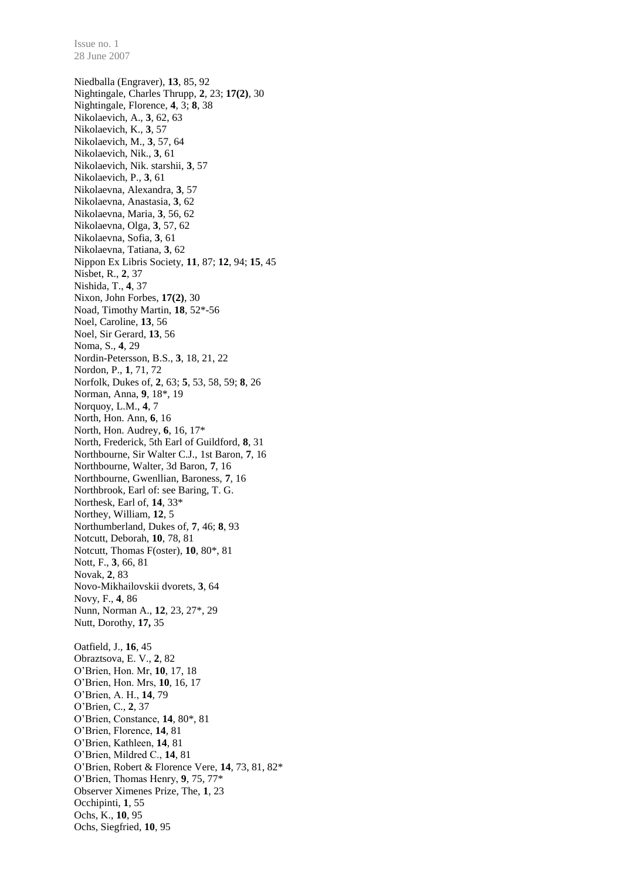Niedballa (Engraver), **13**, 85, 92
Nightingale, Charles Thrupp, **2**, 23; **17(2)**, 30
Nightingale, Florence, **4**, 3; **8**, 38
Nikolaevich, A., **3**, 62, 63
Nikolaevich, K., **3**, 57
Nikolaevich, M., **3**, 57, 64
Nikolaevich, Nik., **3**, 61
Nikolaevich, Nik. starshii, **3**, 57
Nikolaevich, P., **3**, 61
Nikolaevna, Alexandra, **3**, 57
Nikolaevna, Anastasia, **3**, 62
Nikolaevna, Maria, **3**, 56, 62
Nikolaevna, Olga, **3**, 57, 62
Nikolaevna, Sofia, **3**, 61
Nikolaevna, Tatiana, **3**, 62
Nippon Ex Libris Society, **11**, 87; **12**, 94; **15**, 45
Nisbet, R., **2**, 37
Nishida, T., **4**, 37
Nixon, John Forbes, **17(2)**, 30
Noad, Timothy Martin, **18**, 52*-56
Noel, Caroline, **13**, 56
Noel, Sir Gerard, **13**, 56
Noma, S., **4**, 29
Nordin-Petersson, B.S., **3**, 18, 21, 22
Nordon, P., **1**, 71, 72
Norfolk, Dukes of, **2**, 63; **5**, 53, 58, 59; **8**, 26
Norman, Anna, **9**, 18*, 19
Norquoy, L.M., **4**, 7
North, Hon. Ann, **6**, 16
North, Hon. Audrey, **6**, 16, 17*
North, Frederick, 5th Earl of Guildford, **8**, 31
Northbourne, Sir Walter C.J., 1st Baron, **7**, 16
Northbourne, Walter, 3d Baron, **7**, 16
Northbourne, Gwenllian, Baroness, **7**, 16
Northbrook, Earl of: see Baring, T. G.
Northesk, Earl of, **14**, 33*
Northey, William, **12**, 5
Northumberland, Dukes of, **7**, 46; **8**, 93
Notcutt, Deborah, **10**, 78, 81
Notcutt, Thomas F(oster), **10**, 80*, 81
Nott, F., **3**, 66, 81
Novak, **2**, 83
Novo-Mikhailovskii dvorets, **3**, 64
Novy, F., **4**, 86
Nunn, Norman A., **12**, 23, 27*, 29
Nutt, Dorothy, **17,** 35

Oatfield, J., **16**, 45
Obraztsova, E. V., **2**, 82
O'Brien, Hon. Mr, **10**, 17, 18
O'Brien, Hon. Mrs, **10**, 16, 17
O'Brien, A. H., **14**, 79
O'Brien, C., **2**, 37
O'Brien, Constance, **14**, 80*, 81
O'Brien, Florence, **14**, 81
O'Brien, Kathleen, **14**, 81
O'Brien, Mildred C., **14**, 81
O'Brien, Robert & Florence Vere, **14**, 73, 81, 82*
O'Brien, Thomas Henry, **9**, 75, 77*
Observer Ximenes Prize, The, **1**, 23
Occhipinti, **1**, 55
Ochs, K., **10**, 95
Ochs, Siegfried, **10**, 95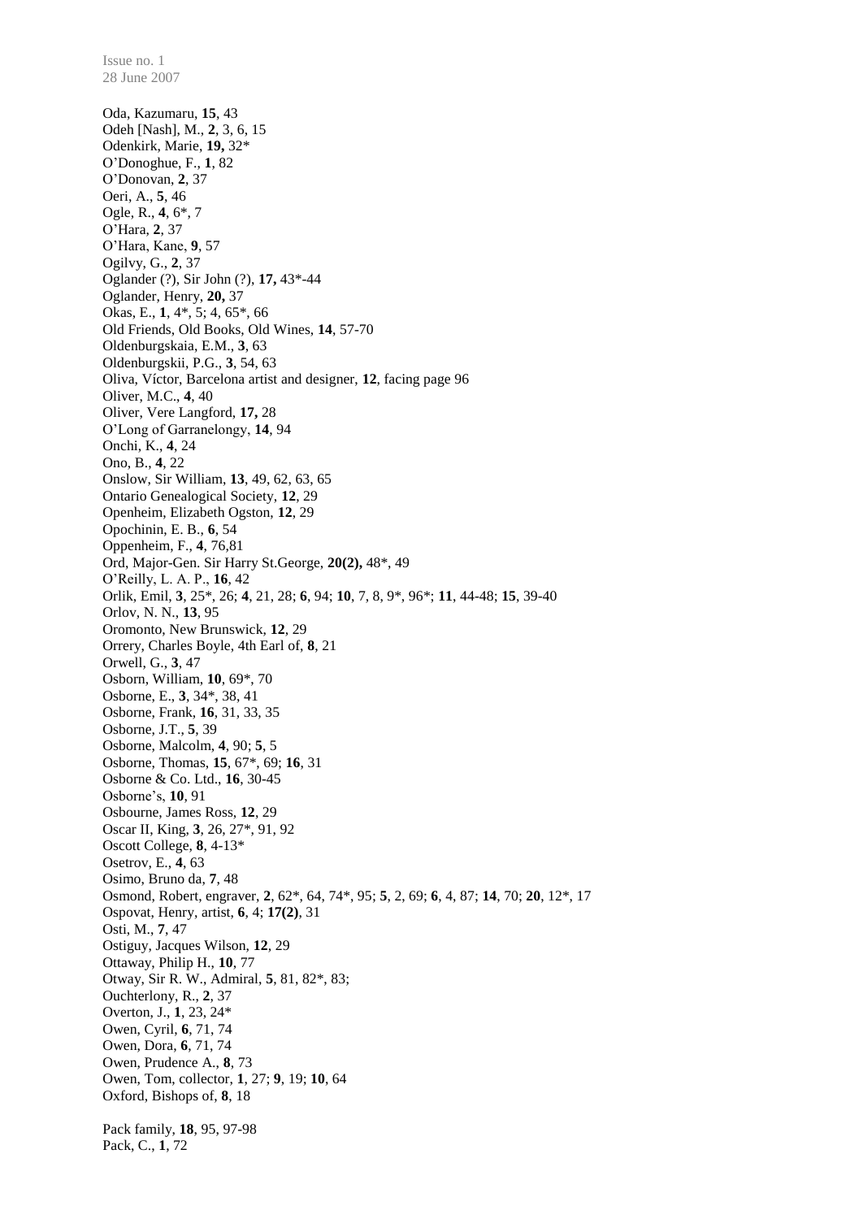Oda, Kazumaru, **15**, 43
Odeh [Nash], M., **2**, 3, 6, 15
Odenkirk, Marie, **19,** 32*
O'Donoghue, F., **1**, 82
O'Donovan, **2**, 37
Oeri, A., **5**, 46
Ogle, R., **4**, 6*, 7
O'Hara, **2**, 37
O'Hara, Kane, **9**, 57
Ogilvy, G., **2**, 37
Oglander (?), Sir John (?), **17,** 43*-44
Oglander, Henry, **20,** 37
Okas, E., **1**, 4*, 5; 4, 65*, 66
Old Friends, Old Books, Old Wines, **14**, 57-70
Oldenburgskaia, E.M., **3**, 63
Oldenburgskii, P.G., **3**, 54, 63
Oliva, Víctor, Barcelona artist and designer, **12**, facing page 96
Oliver, M.C., **4**, 40
Oliver, Vere Langford, **17,** 28
O'Long of Garranelongy, **14**, 94
Onchi, K., **4**, 24
Ono, B., **4**, 22
Onslow, Sir William, **13**, 49, 62, 63, 65
Ontario Genealogical Society, **12**, 29
Openheim, Elizabeth Ogston, **12**, 29
Opochinin, E. B., **6**, 54
Oppenheim, F., **4**, 76,81
Ord, Major-Gen. Sir Harry St.George, **20(2),** 48*, 49
O'Reilly, L. A. P., **16**, 42
Orlik, Emil, **3**, 25*, 26; **4**, 21, 28; **6**, 94; **10**, 7, 8, 9*, 96*; **11**, 44-48; **15**, 39-40
Orlov, N. N., **13**, 95
Oromonto, New Brunswick, **12**, 29
Orrery, Charles Boyle, 4th Earl of, **8**, 21
Orwell, G., **3**, 47
Osborn, William, **10**, 69*, 70
Osborne, E., **3**, 34*, 38, 41
Osborne, Frank, **16**, 31, 33, 35
Osborne, J.T., **5**, 39
Osborne, Malcolm, **4**, 90; **5**, 5
Osborne, Thomas, **15**, 67*, 69; **16**, 31
Osborne & Co. Ltd., **16**, 30-45
Osborne's, **10**, 91
Osbourne, James Ross, **12**, 29
Oscar II, King, **3**, 26, 27*, 91, 92
Oscott College, **8**, 4-13*
Osetrov, E., **4**, 63
Osimo, Bruno da, **7**, 48
Osmond, Robert, engraver, **2**, 62*, 64, 74*, 95; **5**, 2, 69; **6**, 4, 87; **14**, 70; **20**, 12*, 17
Ospovat, Henry, artist, **6**, 4; **17(2)**, 31
Osti, M., **7**, 47
Ostiguy, Jacques Wilson, **12**, 29
Ottaway, Philip H., **10**, 77
Otway, Sir R. W., Admiral, **5**, 81, 82*, 83;
Ouchterlony, R., **2**, 37
Overton, J., **1**, 23, 24*
Owen, Cyril, **6**, 71, 74
Owen, Dora, **6**, 71, 74
Owen, Prudence A., **8**, 73
Owen, Tom, collector, **1**, 27; **9**, 19; **10**, 64
Oxford, Bishops of, **8**, 18

Pack family, **18**, 95, 97-98
Pack, C., **1**, 72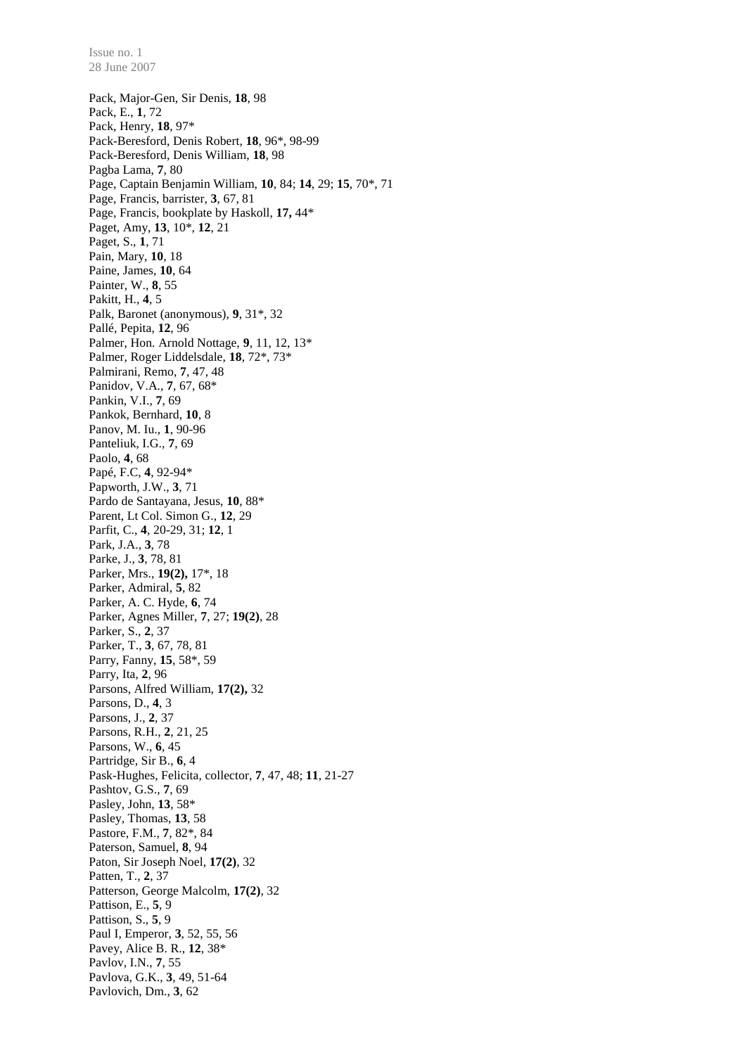Pack, Major-Gen, Sir Denis, **18**, 98
Pack, E., **1**, 72
Pack, Henry, **18**, 97*
Pack-Beresford, Denis Robert, **18**, 96*, 98-99
Pack-Beresford, Denis William, **18**, 98
Pagba Lama, **7**, 80
Page, Captain Benjamin William, **10**, 84; **14**, 29; **15**, 70*, 71
Page, Francis, barrister, **3**, 67, 81
Page, Francis, bookplate by Haskoll, **17,** 44*
Paget, Amy, **13**, 10*, **12**, 21
Paget, S., **1**, 71
Pain, Mary, **10**, 18
Paine, James, **10**, 64
Painter, W., **8**, 55
Pakitt, H., **4**, 5
Palk, Baronet (anonymous), **9**, 31*, 32
Pallé, Pepita, **12**, 96
Palmer, Hon. Arnold Nottage, **9**, 11, 12, 13*
Palmer, Roger Liddelsdale, **18**, 72*, 73*
Palmirani, Remo, **7**, 47, 48
Panidov, V.A., **7**, 67, 68*
Pankin, V.I., **7**, 69
Pankok, Bernhard, **10**, 8
Panov, M. Iu., **1**, 90-96
Panteliuk, I.G., **7**, 69
Paolo, **4**, 68
Papé, F.C, **4**, 92-94*
Papworth, J.W., **3**, 71
Pardo de Santayana, Jesus, **10**, 88*
Parent, Lt Col. Simon G., **12**, 29
Parfit, C., **4**, 20-29, 31; **12**, 1
Park, J.A., **3**, 78
Parke, J., **3**, 78, 81
Parker, Mrs., **19(2),** 17*, 18
Parker, Admiral, **5**, 82
Parker, A. C. Hyde, **6**, 74
Parker, Agnes Miller, **7**, 27; **19(2)**, 28
Parker, S., **2**, 37
Parker, T., **3**, 67, 78, 81
Parry, Fanny, **15**, 58*, 59
Parry, Ita, **2**, 96
Parsons, Alfred William, **17(2),** 32
Parsons, D., **4**, 3
Parsons, J., **2**, 37
Parsons, R.H., **2**, 21, 25
Parsons, W., **6**, 45
Partridge, Sir B., **6**, 4
Pask-Hughes, Felicita, collector, **7**, 47, 48; **11**, 21-27
Pashtov, G.S., **7**, 69
Pasley, John, **13**, 58*
Pasley, Thomas, **13**, 58
Pastore, F.M., **7**, 82*, 84
Paterson, Samuel, **8**, 94
Paton, Sir Joseph Noel, **17(2)**, 32
Patten, T., **2**, 37
Patterson, George Malcolm, **17(2)**, 32
Pattison, E., **5**, 9
Pattison, S., **5**, 9
Paul I, Emperor, **3**, 52, 55, 56
Pavey, Alice B. R., **12**, 38*
Pavlov, I.N., **7**, 55
Pavlova, G.K., **3**, 49, 51-64
Pavlovich, Dm., **3**, 62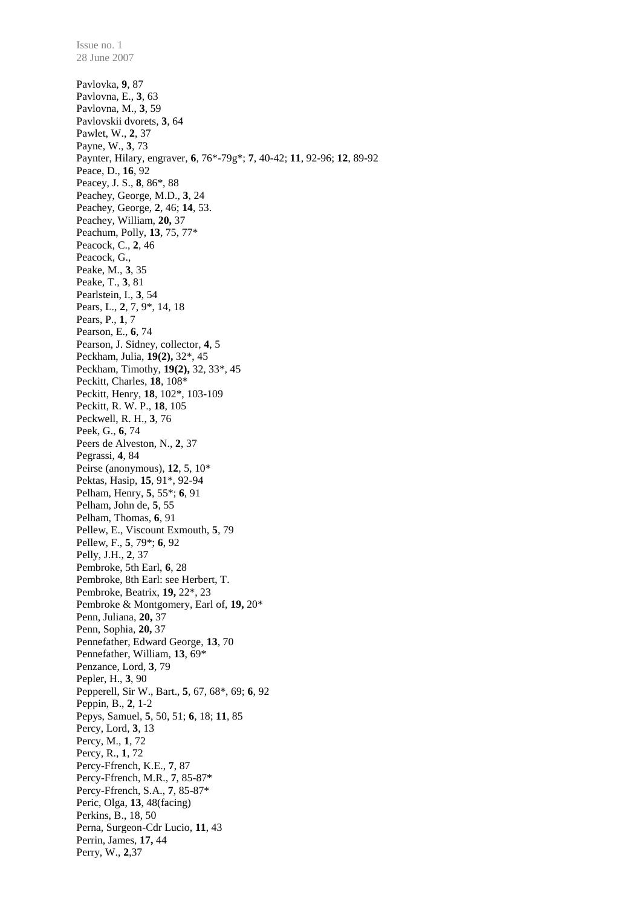Pavlovka, **9**, 87
Pavlovna, E., **3**, 63
Pavlovna, M., **3**, 59
Pavlovskii dvorets, **3**, 64
Pawlet, W., **2**, 37
Payne, W., **3**, 73
Paynter, Hilary, engraver, **6**, 76*-79g*; **7**, 40-42; **11**, 92-96; **12**, 89-92
Peace, D., **16**, 92
Peacey, J. S., **8**, 86*, 88
Peachey, George, M.D., **3**, 24
Peachey, George, **2**, 46; **14**, 53.
Peachey, William, **20,** 37
Peachum, Polly, **13**, 75, 77*
Peacock, C., **2**, 46
Peacock, G.,
Peake, M., **3**, 35
Peake, T., **3**, 81
Pearlstein, I., **3**, 54
Pears, L., **2**, 7, 9*, 14, 18
Pears, P., **1**, 7
Pearson, E., **6**, 74
Pearson, J. Sidney, collector, **4**, 5
Peckham, Julia, **19(2),** 32*, 45
Peckham, Timothy, **19(2),** 32, 33*, 45
Peckitt, Charles, **18**, 108*
Peckitt, Henry, **18**, 102*, 103-109
Peckitt, R. W. P., **18**, 105
Peckwell, R. H., **3**, 76
Peek, G., **6**, 74
Peers de Alveston, N., **2**, 37
Pegrassi, **4**, 84
Peirse (anonymous), **12**, 5, 10*
Pektas, Hasip, **15**, 91*, 92-94
Pelham, Henry, **5**, 55*; **6**, 91
Pelham, John de, **5**, 55
Pelham, Thomas, **6**, 91
Pellew, E., Viscount Exmouth, **5**, 79
Pellew, F., **5**, 79*; **6**, 92
Pelly, J.H., **2**, 37
Pembroke, 5th Earl, **6**, 28
Pembroke, 8th Earl: see Herbert, T.
Pembroke, Beatrix, **19,** 22*, 23
Pembroke & Montgomery, Earl of, **19,** 20*
Penn, Juliana, **20,** 37
Penn, Sophia, **20,** 37
Pennefather, Edward George, **13**, 70
Pennefather, William, **13**, 69*
Penzance, Lord, **3**, 79
Pepler, H., **3**, 90
Pepperell, Sir W., Bart., **5**, 67, 68*, 69; **6**, 92
Peppin, B., **2**, 1-2
Pepys, Samuel, **5**, 50, 51; **6**, 18; **11**, 85
Percy, Lord, **3**, 13
Percy, M., **1**, 72
Percy, R., **1**, 72
Percy-Ffrench, K.E., **7**, 87
Percy-Ffrench, M.R., **7**, 85-87*
Percy-Ffrench, S.A., **7**, 85-87*
Peric, Olga, **13**, 48(facing)
Perkins, B., 18, 50
Perna, Surgeon-Cdr Lucio, **11**, 43
Perrin, James, **17,** 44
Perry, W., **2**,37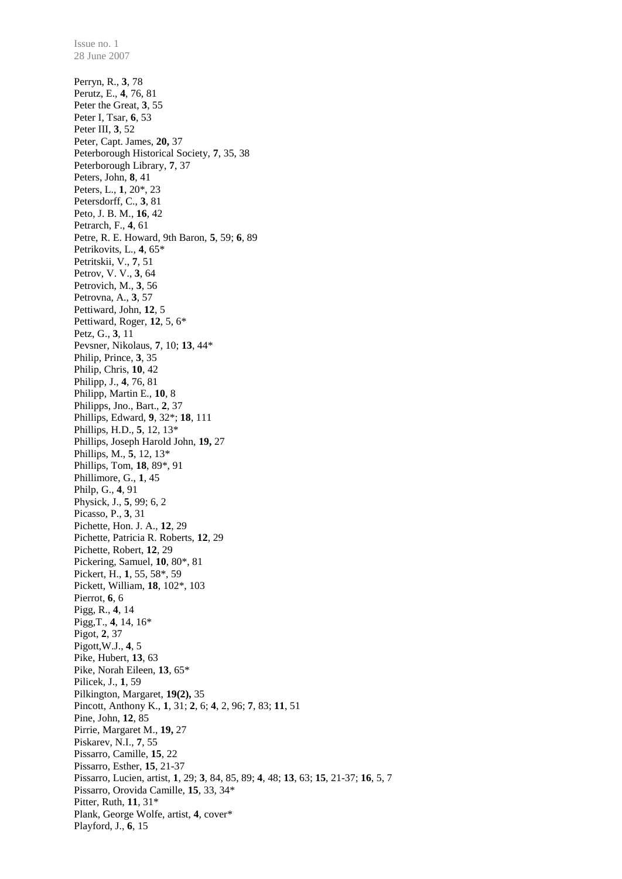Perryn, R., **3**, 78
Perutz, E., **4**, 76, 81
Peter the Great, **3**, 55
Peter I, Tsar, **6**, 53
Peter III, **3**, 52
Peter, Capt. James, **20,** 37
Peterborough Historical Society, **7**, 35, 38
Peterborough Library, **7**, 37
Peters, John, **8**, 41
Peters, L., **1**, 20*, 23
Petersdorff, C., **3**, 81
Peto, J. B. M., **16**, 42
Petrarch, F., **4**, 61
Petre, R. E. Howard, 9th Baron, **5**, 59; **6**, 89
Petrikovits, L., **4**, 65*
Petritskii, V., **7**, 51
Petrov, V. V., **3**, 64
Petrovich, M., **3**, 56
Petrovna, A., **3**, 57
Pettiward, John, **12**, 5
Pettiward, Roger, **12**, 5, 6*
Petz, G., **3**, 11
Pevsner, Nikolaus, **7**, 10; **13**, 44*
Philip, Prince, **3**, 35
Philip, Chris, **10**, 42
Philipp, J., **4**, 76, 81
Philipp, Martin E., **10**, 8
Philipps, Jno., Bart., **2**, 37
Phillips, Edward, **9**, 32*; **18**, 111
Phillips, H.D., **5**, 12, 13*
Phillips, Joseph Harold John, **19,** 27
Phillips, M., **5**, 12, 13*
Phillips, Tom, **18**, 89*, 91
Phillimore, G., **1**, 45
Philp, G., **4**, 91
Physick, J., **5**, 99; 6, 2
Picasso, P., **3**, 31
Pichette, Hon. J. A., **12**, 29
Pichette, Patricia R. Roberts, **12**, 29
Pichette, Robert, **12**, 29
Pickering, Samuel, **10**, 80*, 81
Pickert, H., **1**, 55, 58*, 59
Pickett, William, **18**, 102*, 103
Pierrot, **6**, 6
Pigg, R., **4**, 14
Pigg,T., **4**, 14, 16*
Pigot, **2**, 37
Pigott,W.J., **4**, 5
Pike, Hubert, **13**, 63
Pike, Norah Eileen, **13**, 65*
Pilicek, J., **1**, 59
Pilkington, Margaret, **19(2),** 35
Pincott, Anthony K., **1**, 31; **2**, 6; **4**, 2, 96; **7**, 83; **11**, 51
Pine, John, **12**, 85
Pirrie, Margaret M., **19,** 27
Piskarev, N.I., **7**, 55
Pissarro, Camille, **15**, 22
Pissarro, Esther, **15**, 21-37
Pissarro, Lucien, artist, **1**, 29; **3**, 84, 85, 89; **4**, 48; **13**, 63; **15**, 21-37; **16**, 5, 7
Pissarro, Orovida Camille, **15**, 33, 34*
Pitter, Ruth, **11**, 31*
Plank, George Wolfe, artist, **4**, cover*
Playford, J., **6**, 15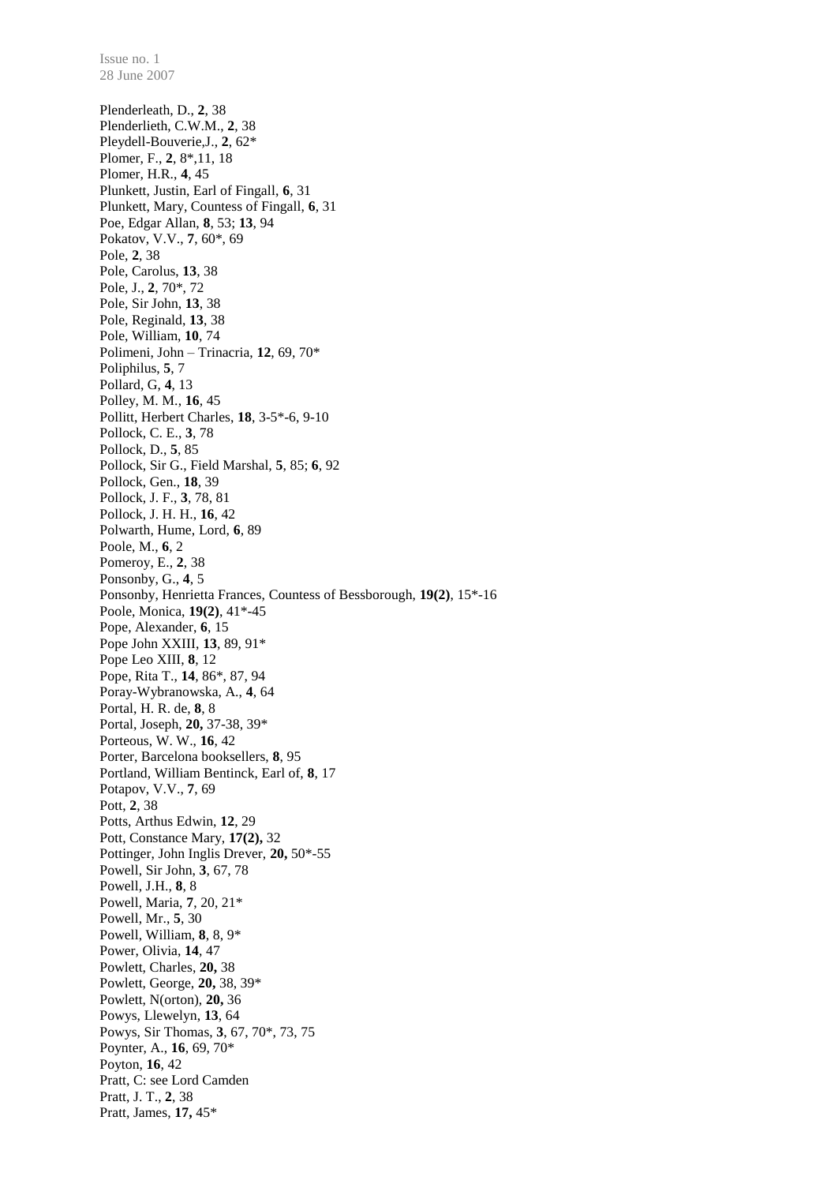Plenderleath, D., **2**, 38
Plenderlieth, C.W.M., **2**, 38
Pleydell-Bouverie,J., **2**, 62*
Plomer, F., **2**, 8*,11, 18
Plomer, H.R., **4**, 45
Plunkett, Justin, Earl of Fingall, **6**, 31
Plunkett, Mary, Countess of Fingall, **6**, 31
Poe, Edgar Allan, **8**, 53; **13**, 94
Pokatov, V.V., **7**, 60*, 69
Pole, **2**, 38
Pole, Carolus, **13**, 38
Pole, J., **2**, 70*, 72
Pole, Sir John, **13**, 38
Pole, Reginald, **13**, 38
Pole, William, **10**, 74
Polimeni, John – Trinacria, **12**, 69, 70*
Poliphilus, **5**, 7
Pollard, G, **4**, 13
Polley, M. M., **16**, 45
Pollitt, Herbert Charles, **18**, 3-5*-6, 9-10
Pollock, C. E., **3**, 78
Pollock, D., **5**, 85
Pollock, Sir G., Field Marshal, **5**, 85; **6**, 92
Pollock, Gen., **18**, 39
Pollock, J. F., **3**, 78, 81
Pollock, J. H. H., **16**, 42
Polwarth, Hume, Lord, **6**, 89
Poole, M., **6**, 2
Pomeroy, E., **2**, 38
Ponsonby, G., **4**, 5
Ponsonby, Henrietta Frances, Countess of Bessborough, **19(2)**, 15*-16
Poole, Monica, **19(2)**, 41*-45
Pope, Alexander, **6**, 15
Pope John XXIII, **13**, 89, 91*
Pope Leo XIII, **8**, 12
Pope, Rita T., **14**, 86*, 87, 94
Poray-Wybranowska, A., **4**, 64
Portal, H. R. de, **8**, 8
Portal, Joseph, **20,** 37-38, 39*
Porteous, W. W., **16**, 42
Porter, Barcelona booksellers, **8**, 95
Portland, William Bentinck, Earl of, **8**, 17
Potapov, V.V., **7**, 69
Pott, **2**, 38
Potts, Arthus Edwin, **12**, 29
Pott, Constance Mary, **17(2),** 32
Pottinger, John Inglis Drever, **20,** 50*-55
Powell, Sir John, **3**, 67, 78
Powell, J.H., **8**, 8
Powell, Maria, **7**, 20, 21*
Powell, Mr., **5**, 30
Powell, William, **8**, 8, 9*
Power, Olivia, **14**, 47
Powlett, Charles, **20,** 38
Powlett, George, **20,** 38, 39*
Powlett, N(orton), **20,** 36
Powys, Llewelyn, **13**, 64
Powys, Sir Thomas, **3**, 67, 70*, 73, 75
Poynter, A., **16**, 69, 70*
Poyton, **16**, 42
Pratt, C: see Lord Camden
Pratt, J. T., **2**, 38
Pratt, James, **17,** 45*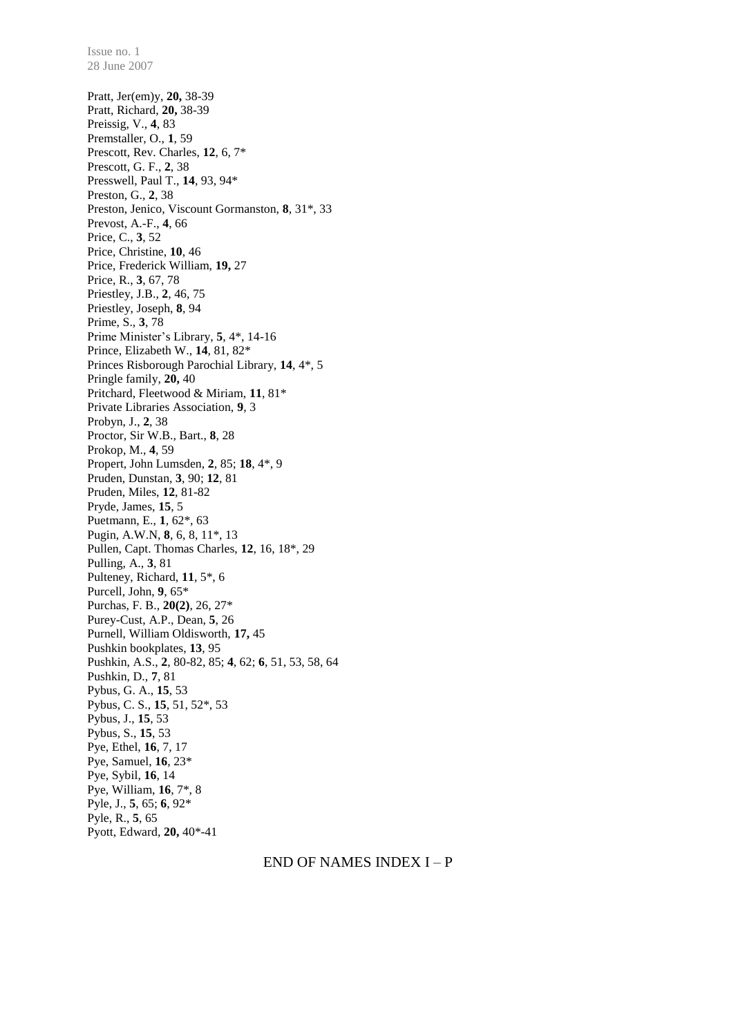Pratt, Jer(em)y, **20,** 38-39
Pratt, Richard, **20,** 38-39
Preissig, V., **4**, 83
Premstaller, O., **1**, 59
Prescott, Rev. Charles, **12**, 6, 7*
Prescott, G. F., **2**, 38
Presswell, Paul T., **14**, 93, 94*
Preston, G., **2**, 38
Preston, Jenico, Viscount Gormanston, **8**, 31*, 33
Prevost, A.-F., **4**, 66
Price, C., **3**, 52
Price, Christine, **10**, 46
Price, Frederick William, **19,** 27
Price, R., **3**, 67, 78
Priestley, J.B., **2**, 46, 75
Priestley, Joseph, **8**, 94
Prime, S., **3**, 78
Prime Minister's Library, **5**, 4*, 14-16
Prince, Elizabeth W., **14**, 81, 82*
Princes Risborough Parochial Library, **14**, 4*, 5
Pringle family, **20,** 40
Pritchard, Fleetwood & Miriam, **11**, 81*
Private Libraries Association, **9**, 3
Probyn, J., **2**, 38
Proctor, Sir W.B., Bart., **8**, 28
Prokop, M., **4**, 59
Propert, John Lumsden, **2**, 85; **18**, 4*, 9
Pruden, Dunstan, **3**, 90; **12**, 81
Pruden, Miles, **12**, 81-82
Pryde, James, **15**, 5
Puetmann, E., **1**, 62*, 63
Pugin, A.W.N, **8**, 6, 8, 11*, 13
Pullen, Capt. Thomas Charles, **12**, 16, 18*, 29
Pulling, A., **3**, 81
Pulteney, Richard, **11**, 5*, 6
Purcell, John, **9**, 65*
Purchas, F. B., **20(2)**, 26, 27*
Purey-Cust, A.P., Dean, **5**, 26
Purnell, William Oldisworth, **17,** 45
Pushkin bookplates, **13**, 95
Pushkin, A.S., **2**, 80-82, 85; **4**, 62; **6**, 51, 53, 58, 64
Pushkin, D., **7**, 81
Pybus, G. A., **15**, 53
Pybus, C. S., **15**, 51, 52*, 53
Pybus, J., **15**, 53
Pybus, S., **15**, 53
Pye, Ethel, **16**, 7, 17
Pye, Samuel, **16**, 23*
Pye, Sybil, **16**, 14
Pye, William, **16**, 7*, 8
Pyle, J., **5**, 65; **6**, 92*
Pyle, R., **5**, 65
Pyott, Edward, **20,** 40*-41

END OF NAMES INDEX I – P